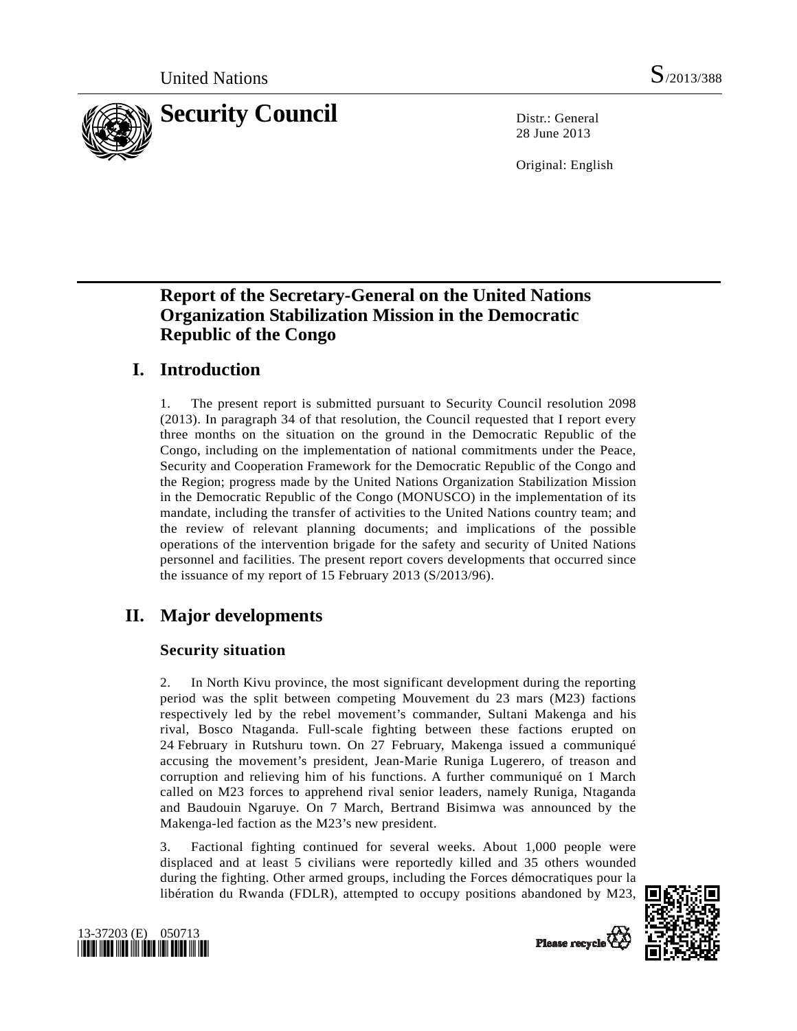United Nations S/2013/388

# Security Council

Distr.: General
28 June 2013

Original: English

# Report of the Secretary-General on the United Nations Organization Stabilization Mission in the Democratic Republic of the Congo

## I. Introduction

1. The present report is submitted pursuant to Security Council resolution 2098 (2013). In paragraph 34 of that resolution, the Council requested that I report every three months on the situation on the ground in the Democratic Republic of the Congo, including on the implementation of national commitments under the Peace, Security and Cooperation Framework for the Democratic Republic of the Congo and the Region; progress made by the United Nations Organization Stabilization Mission in the Democratic Republic of the Congo (MONUSCO) in the implementation of its mandate, including the transfer of activities to the United Nations country team; and the review of relevant planning documents; and implications of the possible operations of the intervention brigade for the safety and security of United Nations personnel and facilities. The present report covers developments that occurred since the issuance of my report of 15 February 2013 (S/2013/96).

## II. Major developments

### Security situation

2. In North Kivu province, the most significant development during the reporting period was the split between competing Mouvement du 23 mars (M23) factions respectively led by the rebel movement's commander, Sultani Makenga and his rival, Bosco Ntaganda. Full-scale fighting between these factions erupted on 24 February in Rutshuru town. On 27 February, Makenga issued a communiqué accusing the movement's president, Jean-Marie Runiga Lugerero, of treason and corruption and relieving him of his functions. A further communiqué on 1 March called on M23 forces to apprehend rival senior leaders, namely Runiga, Ntaganda and Baudouin Ngaruye. On 7 March, Bertrand Bisimwa was announced by the Makenga-led faction as the M23's new president.

3. Factional fighting continued for several weeks. About 1,000 people were displaced and at least 5 civilians were reportedly killed and 35 others wounded during the fighting. Other armed groups, including the Forces démocratiques pour la libération du Rwanda (FDLR), attempted to occupy positions abandoned by M23,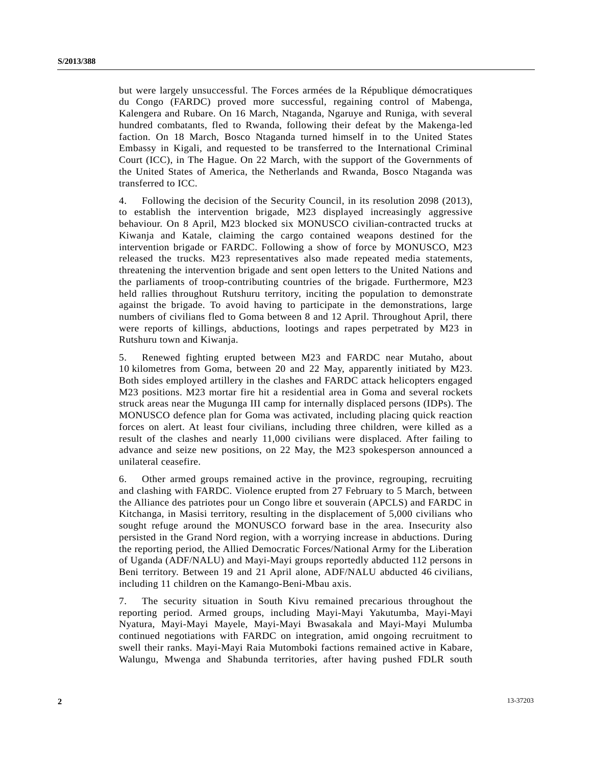but were largely unsuccessful. The Forces armées de la République démocratiques du Congo (FARDC) proved more successful, regaining control of Mabenga, Kalengera and Rubare. On 16 March, Ntaganda, Ngaruye and Runiga, with several hundred combatants, fled to Rwanda, following their defeat by the Makenga-led faction. On 18 March, Bosco Ntaganda turned himself in to the United States Embassy in Kigali, and requested to be transferred to the International Criminal Court (ICC), in The Hague. On 22 March, with the support of the Governments of the United States of America, the Netherlands and Rwanda, Bosco Ntaganda was transferred to ICC.

4. Following the decision of the Security Council, in its resolution 2098 (2013), to establish the intervention brigade, M23 displayed increasingly aggressive behaviour. On 8 April, M23 blocked six MONUSCO civilian-contracted trucks at Kiwanja and Katale, claiming the cargo contained weapons destined for the intervention brigade or FARDC. Following a show of force by MONUSCO, M23 released the trucks. M23 representatives also made repeated media statements, threatening the intervention brigade and sent open letters to the United Nations and the parliaments of troop-contributing countries of the brigade. Furthermore, M23 held rallies throughout Rutshuru territory, inciting the population to demonstrate against the brigade. To avoid having to participate in the demonstrations, large numbers of civilians fled to Goma between 8 and 12 April. Throughout April, there were reports of killings, abductions, lootings and rapes perpetrated by M23 in Rutshuru town and Kiwanja.

5. Renewed fighting erupted between M23 and FARDC near Mutaho, about 10 kilometres from Goma, between 20 and 22 May, apparently initiated by M23. Both sides employed artillery in the clashes and FARDC attack helicopters engaged M23 positions. M23 mortar fire hit a residential area in Goma and several rockets struck areas near the Mugunga III camp for internally displaced persons (IDPs). The MONUSCO defence plan for Goma was activated, including placing quick reaction forces on alert. At least four civilians, including three children, were killed as a result of the clashes and nearly 11,000 civilians were displaced. After failing to advance and seize new positions, on 22 May, the M23 spokesperson announced a unilateral ceasefire.

6. Other armed groups remained active in the province, regrouping, recruiting and clashing with FARDC. Violence erupted from 27 February to 5 March, between the Alliance des patriotes pour un Congo libre et souverain (APCLS) and FARDC in Kitchanga, in Masisi territory, resulting in the displacement of 5,000 civilians who sought refuge around the MONUSCO forward base in the area. Insecurity also persisted in the Grand Nord region, with a worrying increase in abductions. During the reporting period, the Allied Democratic Forces/National Army for the Liberation of Uganda (ADF/NALU) and Mayi-Mayi groups reportedly abducted 112 persons in Beni territory. Between 19 and 21 April alone, ADF/NALU abducted 46 civilians, including 11 children on the Kamango-Beni-Mbau axis.

7. The security situation in South Kivu remained precarious throughout the reporting period. Armed groups, including Mayi-Mayi Yakutumba, Mayi-Mayi Nyatura, Mayi-Mayi Mayele, Mayi-Mayi Bwasakala and Mayi-Mayi Mulumba continued negotiations with FARDC on integration, amid ongoing recruitment to swell their ranks. Mayi-Mayi Raia Mutomboki factions remained active in Kabare, Walungu, Mwenga and Shabunda territories, after having pushed FDLR south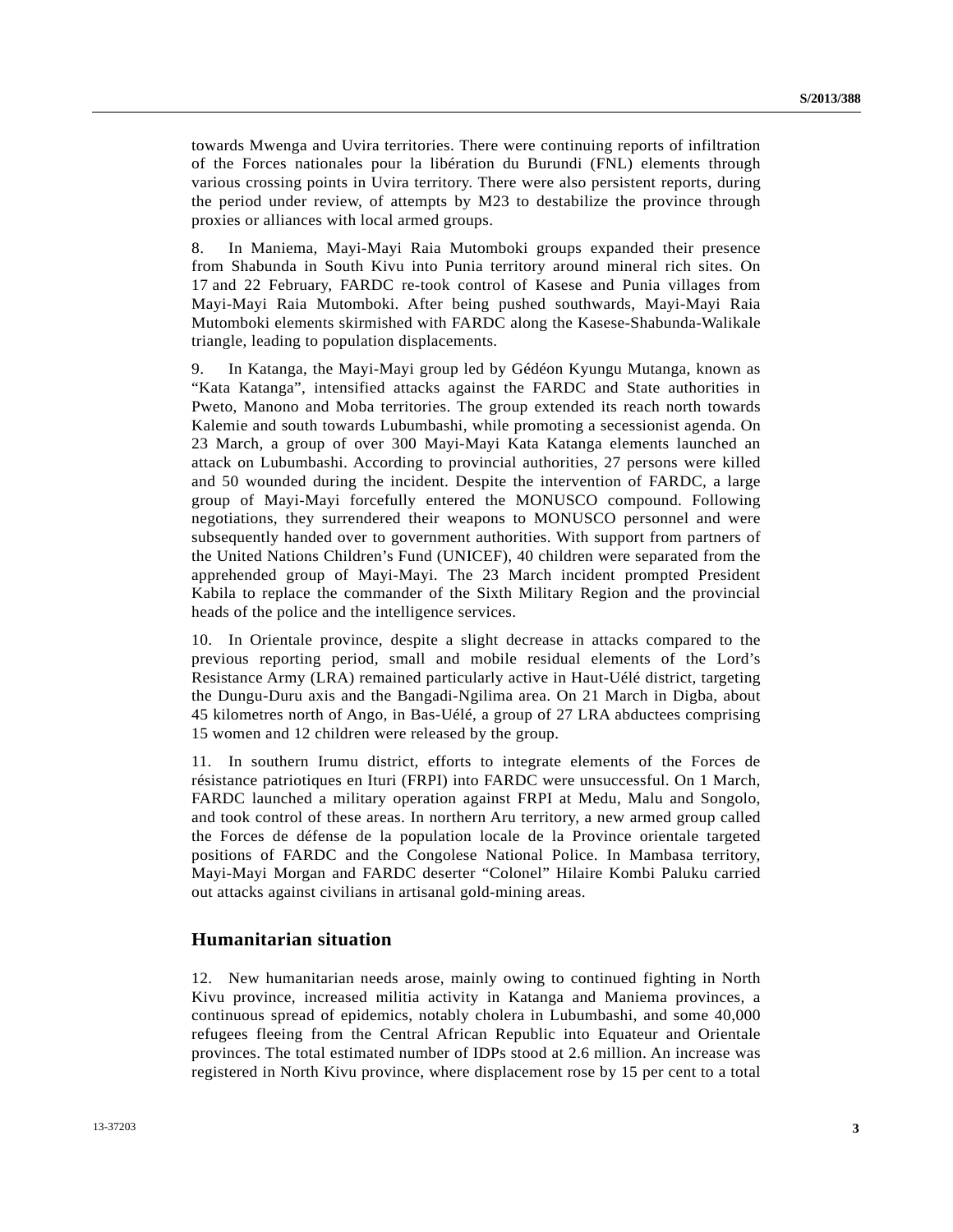towards Mwenga and Uvira territories. There were continuing reports of infiltration of the Forces nationales pour la libération du Burundi (FNL) elements through various crossing points in Uvira territory. There were also persistent reports, during the period under review, of attempts by M23 to destabilize the province through proxies or alliances with local armed groups.

8. In Maniema, Mayi-Mayi Raia Mutomboki groups expanded their presence from Shabunda in South Kivu into Punia territory around mineral rich sites. On 17 and 22 February, FARDC re-took control of Kasese and Punia villages from Mayi-Mayi Raia Mutomboki. After being pushed southwards, Mayi-Mayi Raia Mutomboki elements skirmished with FARDC along the Kasese-Shabunda-Walikale triangle, leading to population displacements.

9. In Katanga, the Mayi-Mayi group led by Gédéon Kyungu Mutanga, known as "Kata Katanga", intensified attacks against the FARDC and State authorities in Pweto, Manono and Moba territories. The group extended its reach north towards Kalemie and south towards Lubumbashi, while promoting a secessionist agenda. On 23 March, a group of over 300 Mayi-Mayi Kata Katanga elements launched an attack on Lubumbashi. According to provincial authorities, 27 persons were killed and 50 wounded during the incident. Despite the intervention of FARDC, a large group of Mayi-Mayi forcefully entered the MONUSCO compound. Following negotiations, they surrendered their weapons to MONUSCO personnel and were subsequently handed over to government authorities. With support from partners of the United Nations Children's Fund (UNICEF), 40 children were separated from the apprehended group of Mayi-Mayi. The 23 March incident prompted President Kabila to replace the commander of the Sixth Military Region and the provincial heads of the police and the intelligence services.

10. In Orientale province, despite a slight decrease in attacks compared to the previous reporting period, small and mobile residual elements of the Lord's Resistance Army (LRA) remained particularly active in Haut-Uélé district, targeting the Dungu-Duru axis and the Bangadi-Ngilima area. On 21 March in Digba, about 45 kilometres north of Ango, in Bas-Uélé, a group of 27 LRA abductees comprising 15 women and 12 children were released by the group.

11. In southern Irumu district, efforts to integrate elements of the Forces de résistance patriotiques en Ituri (FRPI) into FARDC were unsuccessful. On 1 March, FARDC launched a military operation against FRPI at Medu, Malu and Songolo, and took control of these areas. In northern Aru territory, a new armed group called the Forces de défense de la population locale de la Province orientale targeted positions of FARDC and the Congolese National Police. In Mambasa territory, Mayi-Mayi Morgan and FARDC deserter "Colonel" Hilaire Kombi Paluku carried out attacks against civilians in artisanal gold-mining areas.

## Humanitarian situation

12. New humanitarian needs arose, mainly owing to continued fighting in North Kivu province, increased militia activity in Katanga and Maniema provinces, a continuous spread of epidemics, notably cholera in Lubumbashi, and some 40,000 refugees fleeing from the Central African Republic into Equateur and Orientale provinces. The total estimated number of IDPs stood at 2.6 million. An increase was registered in North Kivu province, where displacement rose by 15 per cent to a total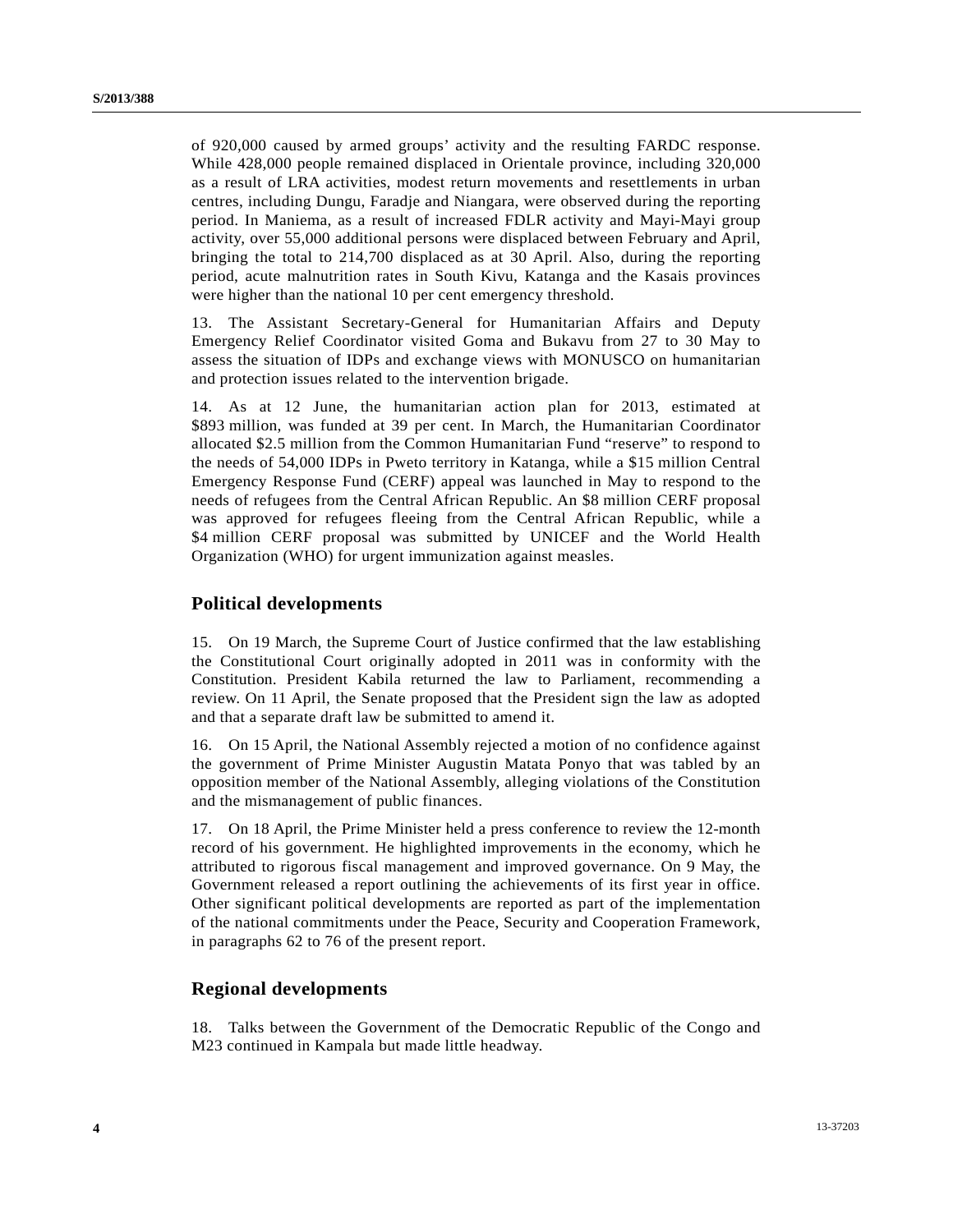of 920,000 caused by armed groups' activity and the resulting FARDC response. While 428,000 people remained displaced in Orientale province, including 320,000 as a result of LRA activities, modest return movements and resettlements in urban centres, including Dungu, Faradje and Niangara, were observed during the reporting period. In Maniema, as a result of increased FDLR activity and Mayi-Mayi group activity, over 55,000 additional persons were displaced between February and April, bringing the total to 214,700 displaced as at 30 April. Also, during the reporting period, acute malnutrition rates in South Kivu, Katanga and the Kasais provinces were higher than the national 10 per cent emergency threshold.

13. The Assistant Secretary-General for Humanitarian Affairs and Deputy Emergency Relief Coordinator visited Goma and Bukavu from 27 to 30 May to assess the situation of IDPs and exchange views with MONUSCO on humanitarian and protection issues related to the intervention brigade.

14. As at 12 June, the humanitarian action plan for 2013, estimated at \$893 million, was funded at 39 per cent. In March, the Humanitarian Coordinator allocated \$2.5 million from the Common Humanitarian Fund "reserve" to respond to the needs of 54,000 IDPs in Pweto territory in Katanga, while a \$15 million Central Emergency Response Fund (CERF) appeal was launched in May to respond to the needs of refugees from the Central African Republic. An \$8 million CERF proposal was approved for refugees fleeing from the Central African Republic, while a \$4 million CERF proposal was submitted by UNICEF and the World Health Organization (WHO) for urgent immunization against measles.

## Political developments

15. On 19 March, the Supreme Court of Justice confirmed that the law establishing the Constitutional Court originally adopted in 2011 was in conformity with the Constitution. President Kabila returned the law to Parliament, recommending a review. On 11 April, the Senate proposed that the President sign the law as adopted and that a separate draft law be submitted to amend it.

16. On 15 April, the National Assembly rejected a motion of no confidence against the government of Prime Minister Augustin Matata Ponyo that was tabled by an opposition member of the National Assembly, alleging violations of the Constitution and the mismanagement of public finances.

17. On 18 April, the Prime Minister held a press conference to review the 12-month record of his government. He highlighted improvements in the economy, which he attributed to rigorous fiscal management and improved governance. On 9 May, the Government released a report outlining the achievements of its first year in office. Other significant political developments are reported as part of the implementation of the national commitments under the Peace, Security and Cooperation Framework, in paragraphs 62 to 76 of the present report.

## Regional developments

18. Talks between the Government of the Democratic Republic of the Congo and M23 continued in Kampala but made little headway.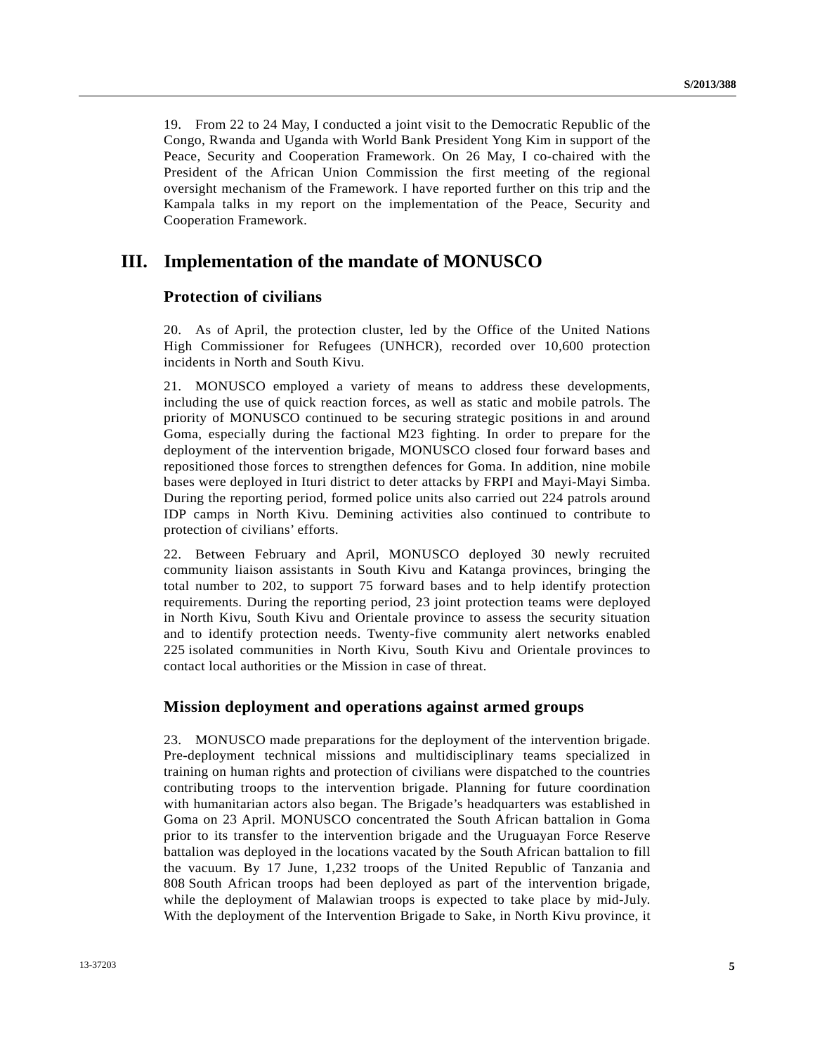19. From 22 to 24 May, I conducted a joint visit to the Democratic Republic of the Congo, Rwanda and Uganda with World Bank President Yong Kim in support of the Peace, Security and Cooperation Framework. On 26 May, I co-chaired with the President of the African Union Commission the first meeting of the regional oversight mechanism of the Framework. I have reported further on this trip and the Kampala talks in my report on the implementation of the Peace, Security and Cooperation Framework.

# III. Implementation of the mandate of MONUSCO

## Protection of civilians

20. As of April, the protection cluster, led by the Office of the United Nations High Commissioner for Refugees (UNHCR), recorded over 10,600 protection incidents in North and South Kivu.

21. MONUSCO employed a variety of means to address these developments, including the use of quick reaction forces, as well as static and mobile patrols. The priority of MONUSCO continued to be securing strategic positions in and around Goma, especially during the factional M23 fighting. In order to prepare for the deployment of the intervention brigade, MONUSCO closed four forward bases and repositioned those forces to strengthen defences for Goma. In addition, nine mobile bases were deployed in Ituri district to deter attacks by FRPI and Mayi-Mayi Simba. During the reporting period, formed police units also carried out 224 patrols around IDP camps in North Kivu. Demining activities also continued to contribute to protection of civilians' efforts.

22. Between February and April, MONUSCO deployed 30 newly recruited community liaison assistants in South Kivu and Katanga provinces, bringing the total number to 202, to support 75 forward bases and to help identify protection requirements. During the reporting period, 23 joint protection teams were deployed in North Kivu, South Kivu and Orientale province to assess the security situation and to identify protection needs. Twenty-five community alert networks enabled 225 isolated communities in North Kivu, South Kivu and Orientale provinces to contact local authorities or the Mission in case of threat.

## Mission deployment and operations against armed groups

23. MONUSCO made preparations for the deployment of the intervention brigade. Pre-deployment technical missions and multidisciplinary teams specialized in training on human rights and protection of civilians were dispatched to the countries contributing troops to the intervention brigade. Planning for future coordination with humanitarian actors also began. The Brigade's headquarters was established in Goma on 23 April. MONUSCO concentrated the South African battalion in Goma prior to its transfer to the intervention brigade and the Uruguayan Force Reserve battalion was deployed in the locations vacated by the South African battalion to fill the vacuum. By 17 June, 1,232 troops of the United Republic of Tanzania and 808 South African troops had been deployed as part of the intervention brigade, while the deployment of Malawian troops is expected to take place by mid-July. With the deployment of the Intervention Brigade to Sake, in North Kivu province, it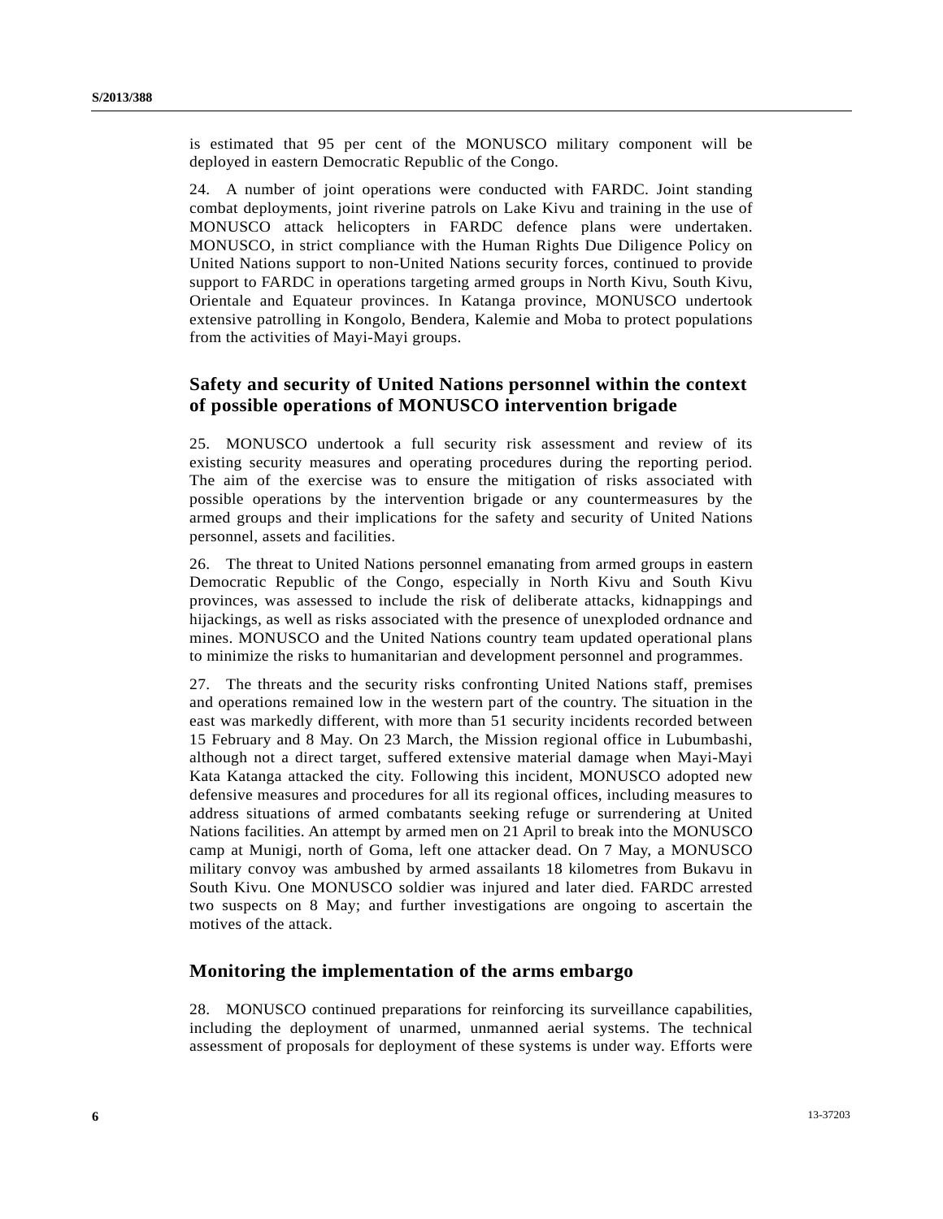is estimated that 95 per cent of the MONUSCO military component will be deployed in eastern Democratic Republic of the Congo.

24. A number of joint operations were conducted with FARDC. Joint standing combat deployments, joint riverine patrols on Lake Kivu and training in the use of MONUSCO attack helicopters in FARDC defence plans were undertaken. MONUSCO, in strict compliance with the Human Rights Due Diligence Policy on United Nations support to non-United Nations security forces, continued to provide support to FARDC in operations targeting armed groups in North Kivu, South Kivu, Orientale and Equateur provinces. In Katanga province, MONUSCO undertook extensive patrolling in Kongolo, Bendera, Kalemie and Moba to protect populations from the activities of Mayi-Mayi groups.

## Safety and security of United Nations personnel within the context of possible operations of MONUSCO intervention brigade

25. MONUSCO undertook a full security risk assessment and review of its existing security measures and operating procedures during the reporting period. The aim of the exercise was to ensure the mitigation of risks associated with possible operations by the intervention brigade or any countermeasures by the armed groups and their implications for the safety and security of United Nations personnel, assets and facilities.

26. The threat to United Nations personnel emanating from armed groups in eastern Democratic Republic of the Congo, especially in North Kivu and South Kivu provinces, was assessed to include the risk of deliberate attacks, kidnappings and hijackings, as well as risks associated with the presence of unexploded ordnance and mines. MONUSCO and the United Nations country team updated operational plans to minimize the risks to humanitarian and development personnel and programmes.

27. The threats and the security risks confronting United Nations staff, premises and operations remained low in the western part of the country. The situation in the east was markedly different, with more than 51 security incidents recorded between 15 February and 8 May. On 23 March, the Mission regional office in Lubumbashi, although not a direct target, suffered extensive material damage when Mayi-Mayi Kata Katanga attacked the city. Following this incident, MONUSCO adopted new defensive measures and procedures for all its regional offices, including measures to address situations of armed combatants seeking refuge or surrendering at United Nations facilities. An attempt by armed men on 21 April to break into the MONUSCO camp at Munigi, north of Goma, left one attacker dead. On 7 May, a MONUSCO military convoy was ambushed by armed assailants 18 kilometres from Bukavu in South Kivu. One MONUSCO soldier was injured and later died. FARDC arrested two suspects on 8 May; and further investigations are ongoing to ascertain the motives of the attack.

## Monitoring the implementation of the arms embargo

28. MONUSCO continued preparations for reinforcing its surveillance capabilities, including the deployment of unarmed, unmanned aerial systems. The technical assessment of proposals for deployment of these systems is under way. Efforts were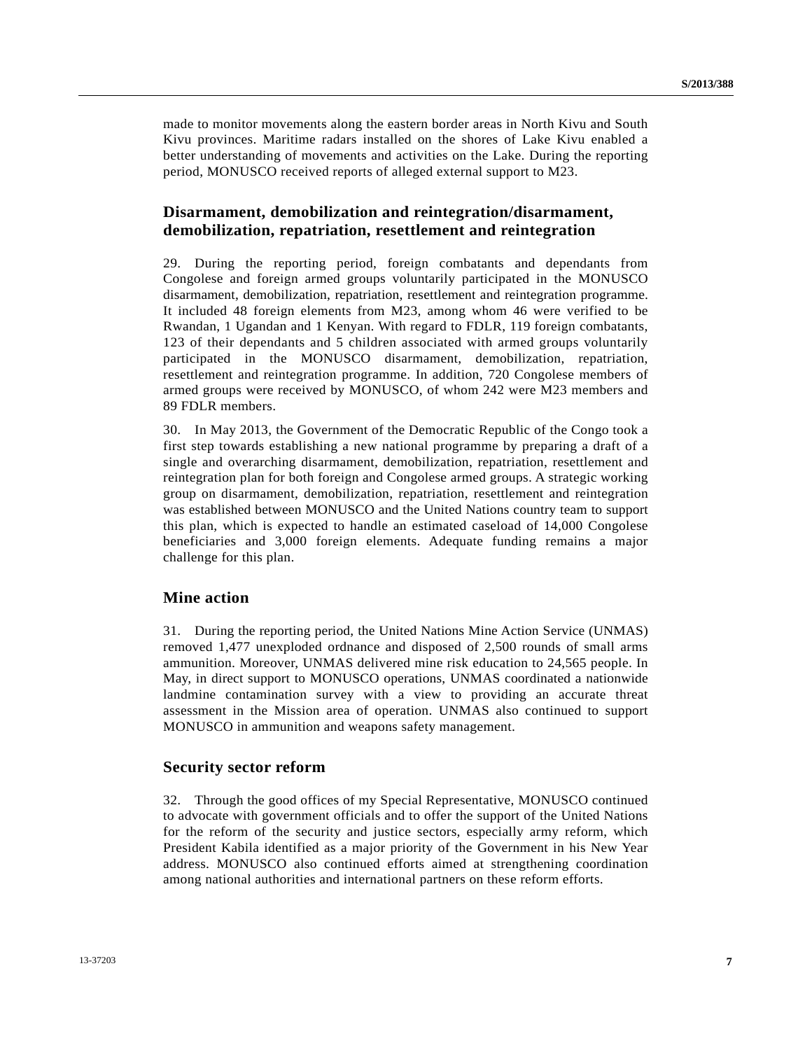made to monitor movements along the eastern border areas in North Kivu and South Kivu provinces. Maritime radars installed on the shores of Lake Kivu enabled a better understanding of movements and activities on the Lake. During the reporting period, MONUSCO received reports of alleged external support to M23.

## Disarmament, demobilization and reintegration/disarmament, demobilization, repatriation, resettlement and reintegration

29. During the reporting period, foreign combatants and dependants from Congolese and foreign armed groups voluntarily participated in the MONUSCO disarmament, demobilization, repatriation, resettlement and reintegration programme. It included 48 foreign elements from M23, among whom 46 were verified to be Rwandan, 1 Ugandan and 1 Kenyan. With regard to FDLR, 119 foreign combatants, 123 of their dependants and 5 children associated with armed groups voluntarily participated in the MONUSCO disarmament, demobilization, repatriation, resettlement and reintegration programme. In addition, 720 Congolese members of armed groups were received by MONUSCO, of whom 242 were M23 members and 89 FDLR members.

30. In May 2013, the Government of the Democratic Republic of the Congo took a first step towards establishing a new national programme by preparing a draft of a single and overarching disarmament, demobilization, repatriation, resettlement and reintegration plan for both foreign and Congolese armed groups. A strategic working group on disarmament, demobilization, repatriation, resettlement and reintegration was established between MONUSCO and the United Nations country team to support this plan, which is expected to handle an estimated caseload of 14,000 Congolese beneficiaries and 3,000 foreign elements. Adequate funding remains a major challenge for this plan.

## Mine action

31. During the reporting period, the United Nations Mine Action Service (UNMAS) removed 1,477 unexploded ordnance and disposed of 2,500 rounds of small arms ammunition. Moreover, UNMAS delivered mine risk education to 24,565 people. In May, in direct support to MONUSCO operations, UNMAS coordinated a nationwide landmine contamination survey with a view to providing an accurate threat assessment in the Mission area of operation. UNMAS also continued to support MONUSCO in ammunition and weapons safety management.

## Security sector reform

32. Through the good offices of my Special Representative, MONUSCO continued to advocate with government officials and to offer the support of the United Nations for the reform of the security and justice sectors, especially army reform, which President Kabila identified as a major priority of the Government in his New Year address. MONUSCO also continued efforts aimed at strengthening coordination among national authorities and international partners on these reform efforts.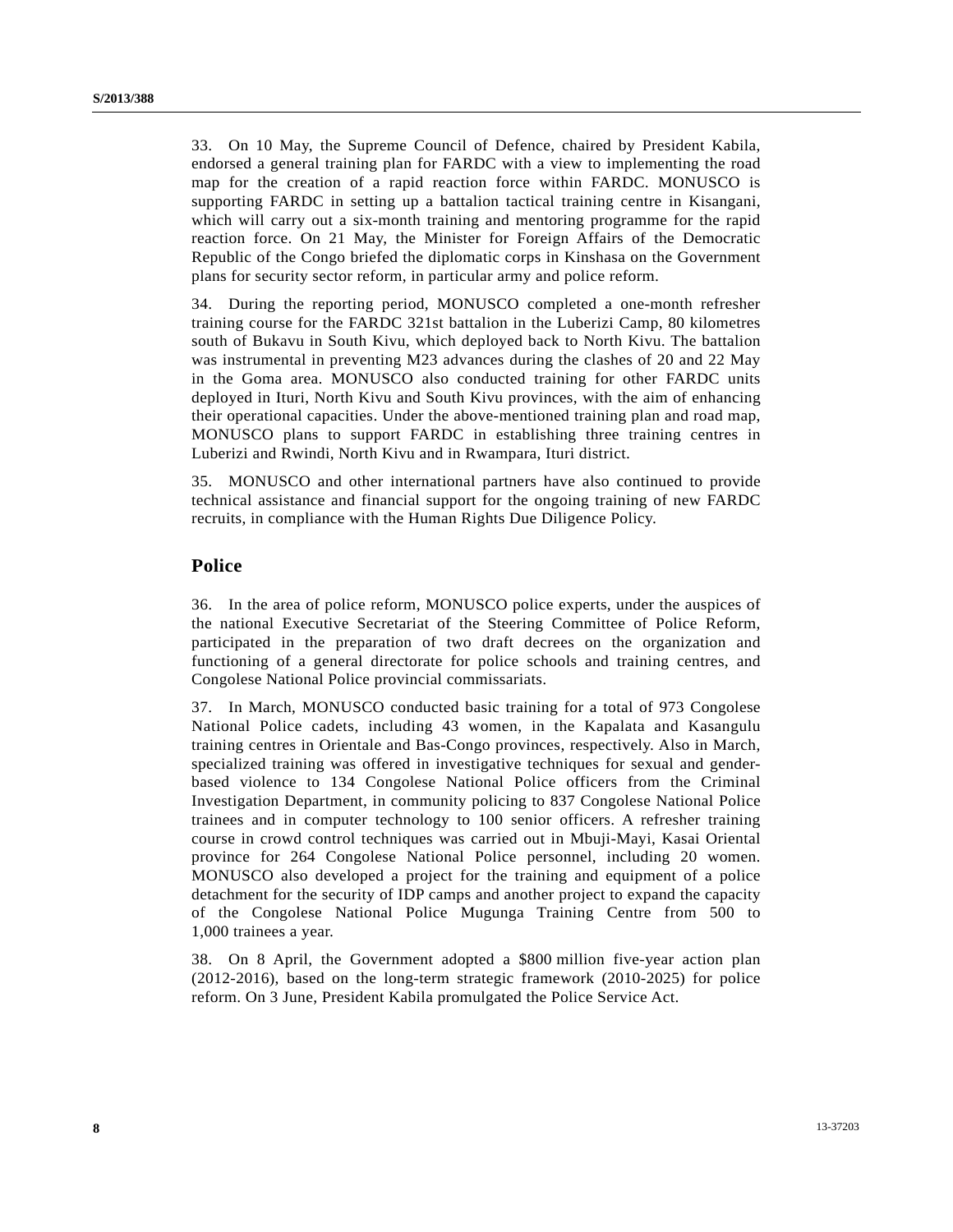33. On 10 May, the Supreme Council of Defence, chaired by President Kabila, endorsed a general training plan for FARDC with a view to implementing the road map for the creation of a rapid reaction force within FARDC. MONUSCO is supporting FARDC in setting up a battalion tactical training centre in Kisangani, which will carry out a six-month training and mentoring programme for the rapid reaction force. On 21 May, the Minister for Foreign Affairs of the Democratic Republic of the Congo briefed the diplomatic corps in Kinshasa on the Government plans for security sector reform, in particular army and police reform.

34. During the reporting period, MONUSCO completed a one-month refresher training course for the FARDC 321st battalion in the Luberizi Camp, 80 kilometres south of Bukavu in South Kivu, which deployed back to North Kivu. The battalion was instrumental in preventing M23 advances during the clashes of 20 and 22 May in the Goma area. MONUSCO also conducted training for other FARDC units deployed in Ituri, North Kivu and South Kivu provinces, with the aim of enhancing their operational capacities. Under the above-mentioned training plan and road map, MONUSCO plans to support FARDC in establishing three training centres in Luberizi and Rwindi, North Kivu and in Rwampara, Ituri district.

35. MONUSCO and other international partners have also continued to provide technical assistance and financial support for the ongoing training of new FARDC recruits, in compliance with the Human Rights Due Diligence Policy.

## Police

36. In the area of police reform, MONUSCO police experts, under the auspices of the national Executive Secretariat of the Steering Committee of Police Reform, participated in the preparation of two draft decrees on the organization and functioning of a general directorate for police schools and training centres, and Congolese National Police provincial commissariats.

37. In March, MONUSCO conducted basic training for a total of 973 Congolese National Police cadets, including 43 women, in the Kapalata and Kasangulu training centres in Orientale and Bas-Congo provinces, respectively. Also in March, specialized training was offered in investigative techniques for sexual and gender-based violence to 134 Congolese National Police officers from the Criminal Investigation Department, in community policing to 837 Congolese National Police trainees and in computer technology to 100 senior officers. A refresher training course in crowd control techniques was carried out in Mbuji-Mayi, Kasai Oriental province for 264 Congolese National Police personnel, including 20 women. MONUSCO also developed a project for the training and equipment of a police detachment for the security of IDP camps and another project to expand the capacity of the Congolese National Police Mugunga Training Centre from 500 to 1,000 trainees a year.

38. On 8 April, the Government adopted a $800 million five-year action plan (2012-2016), based on the long-term strategic framework (2010-2025) for police reform. On 3 June, President Kabila promulgated the Police Service Act.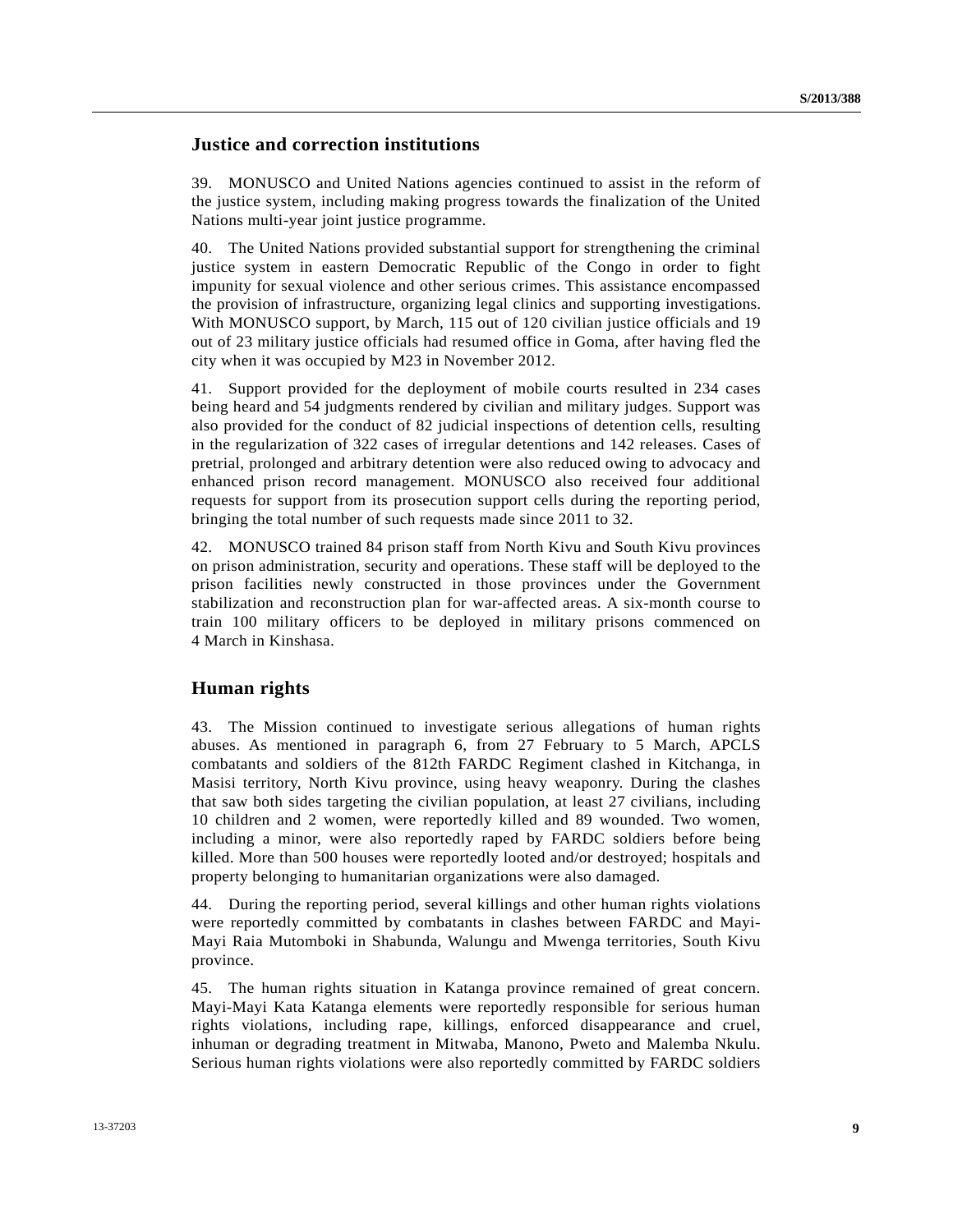## Justice and correction institutions

39. MONUSCO and United Nations agencies continued to assist in the reform of the justice system, including making progress towards the finalization of the United Nations multi-year joint justice programme.

40. The United Nations provided substantial support for strengthening the criminal justice system in eastern Democratic Republic of the Congo in order to fight impunity for sexual violence and other serious crimes. This assistance encompassed the provision of infrastructure, organizing legal clinics and supporting investigations. With MONUSCO support, by March, 115 out of 120 civilian justice officials and 19 out of 23 military justice officials had resumed office in Goma, after having fled the city when it was occupied by M23 in November 2012.

41. Support provided for the deployment of mobile courts resulted in 234 cases being heard and 54 judgments rendered by civilian and military judges. Support was also provided for the conduct of 82 judicial inspections of detention cells, resulting in the regularization of 322 cases of irregular detentions and 142 releases. Cases of pretrial, prolonged and arbitrary detention were also reduced owing to advocacy and enhanced prison record management. MONUSCO also received four additional requests for support from its prosecution support cells during the reporting period, bringing the total number of such requests made since 2011 to 32.

42. MONUSCO trained 84 prison staff from North Kivu and South Kivu provinces on prison administration, security and operations. These staff will be deployed to the prison facilities newly constructed in those provinces under the Government stabilization and reconstruction plan for war-affected areas. A six-month course to train 100 military officers to be deployed in military prisons commenced on 4 March in Kinshasa.

## Human rights

43. The Mission continued to investigate serious allegations of human rights abuses. As mentioned in paragraph 6, from 27 February to 5 March, APCLS combatants and soldiers of the 812th FARDC Regiment clashed in Kitchanga, in Masisi territory, North Kivu province, using heavy weaponry. During the clashes that saw both sides targeting the civilian population, at least 27 civilians, including 10 children and 2 women, were reportedly killed and 89 wounded. Two women, including a minor, were also reportedly raped by FARDC soldiers before being killed. More than 500 houses were reportedly looted and/or destroyed; hospitals and property belonging to humanitarian organizations were also damaged.

44. During the reporting period, several killings and other human rights violations were reportedly committed by combatants in clashes between FARDC and Mayi-Mayi Raia Mutomboki in Shabunda, Walungu and Mwenga territories, South Kivu province.

45. The human rights situation in Katanga province remained of great concern. Mayi-Mayi Kata Katanga elements were reportedly responsible for serious human rights violations, including rape, killings, enforced disappearance and cruel, inhuman or degrading treatment in Mitwaba, Manono, Pweto and Malemba Nkulu. Serious human rights violations were also reportedly committed by FARDC soldiers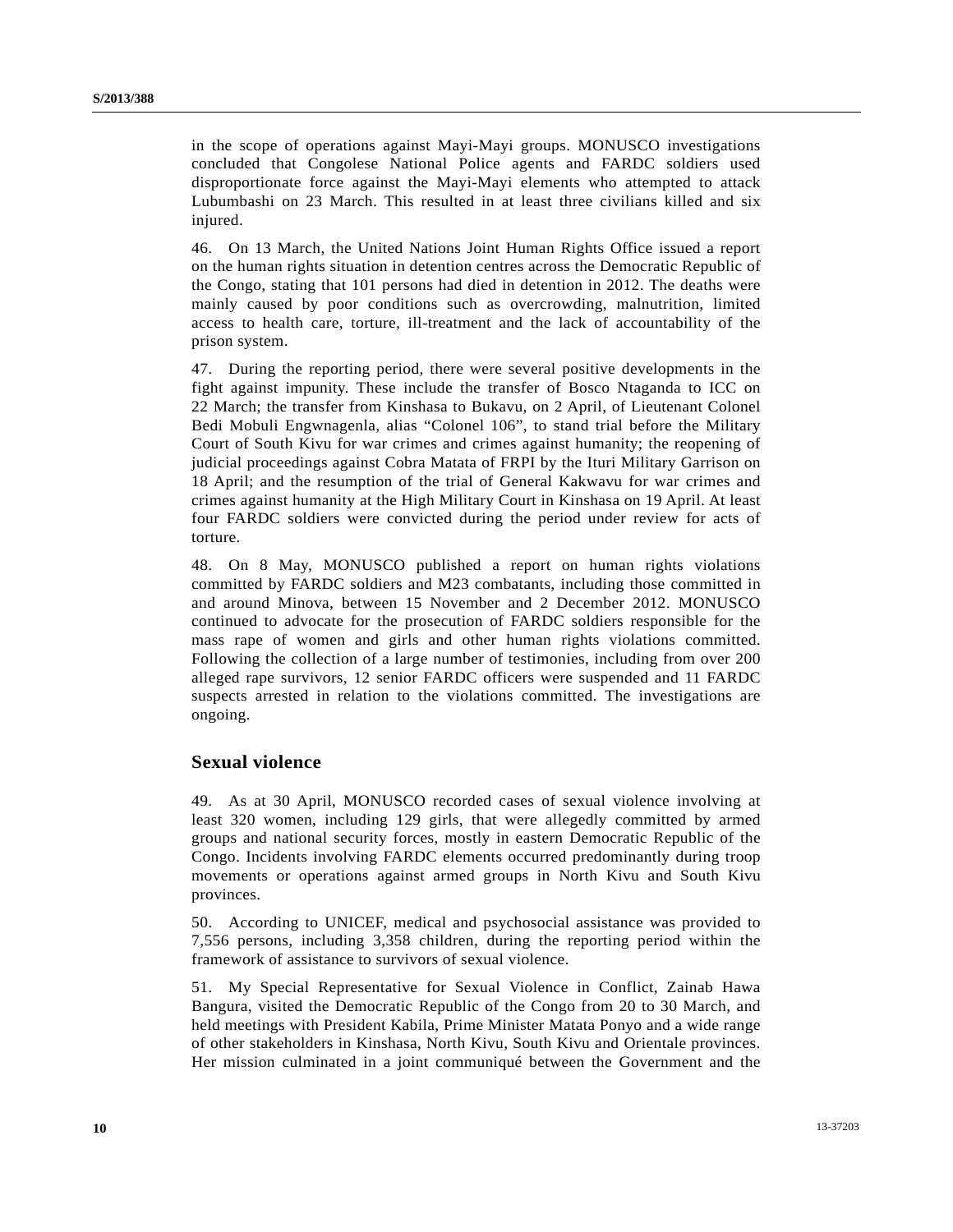in the scope of operations against Mayi-Mayi groups. MONUSCO investigations concluded that Congolese National Police agents and FARDC soldiers used disproportionate force against the Mayi-Mayi elements who attempted to attack Lubumbashi on 23 March. This resulted in at least three civilians killed and six injured.

46. On 13 March, the United Nations Joint Human Rights Office issued a report on the human rights situation in detention centres across the Democratic Republic of the Congo, stating that 101 persons had died in detention in 2012. The deaths were mainly caused by poor conditions such as overcrowding, malnutrition, limited access to health care, torture, ill-treatment and the lack of accountability of the prison system.

47. During the reporting period, there were several positive developments in the fight against impunity. These include the transfer of Bosco Ntaganda to ICC on 22 March; the transfer from Kinshasa to Bukavu, on 2 April, of Lieutenant Colonel Bedi Mobuli Engwnagenla, alias "Colonel 106", to stand trial before the Military Court of South Kivu for war crimes and crimes against humanity; the reopening of judicial proceedings against Cobra Matata of FRPI by the Ituri Military Garrison on 18 April; and the resumption of the trial of General Kakwavu for war crimes and crimes against humanity at the High Military Court in Kinshasa on 19 April. At least four FARDC soldiers were convicted during the period under review for acts of torture.

48. On 8 May, MONUSCO published a report on human rights violations committed by FARDC soldiers and M23 combatants, including those committed in and around Minova, between 15 November and 2 December 2012. MONUSCO continued to advocate for the prosecution of FARDC soldiers responsible for the mass rape of women and girls and other human rights violations committed. Following the collection of a large number of testimonies, including from over 200 alleged rape survivors, 12 senior FARDC officers were suspended and 11 FARDC suspects arrested in relation to the violations committed. The investigations are ongoing.

## Sexual violence

49. As at 30 April, MONUSCO recorded cases of sexual violence involving at least 320 women, including 129 girls, that were allegedly committed by armed groups and national security forces, mostly in eastern Democratic Republic of the Congo. Incidents involving FARDC elements occurred predominantly during troop movements or operations against armed groups in North Kivu and South Kivu provinces.

50. According to UNICEF, medical and psychosocial assistance was provided to 7,556 persons, including 3,358 children, during the reporting period within the framework of assistance to survivors of sexual violence.

51. My Special Representative for Sexual Violence in Conflict, Zainab Hawa Bangura, visited the Democratic Republic of the Congo from 20 to 30 March, and held meetings with President Kabila, Prime Minister Matata Ponyo and a wide range of other stakeholders in Kinshasa, North Kivu, South Kivu and Orientale provinces. Her mission culminated in a joint communiqué between the Government and the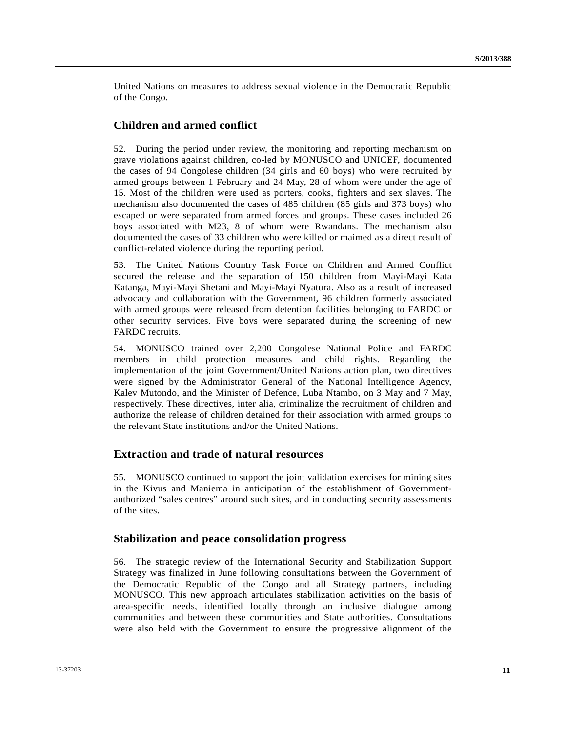United Nations on measures to address sexual violence in the Democratic Republic of the Congo.

## Children and armed conflict

52. During the period under review, the monitoring and reporting mechanism on grave violations against children, co-led by MONUSCO and UNICEF, documented the cases of 94 Congolese children (34 girls and 60 boys) who were recruited by armed groups between 1 February and 24 May, 28 of whom were under the age of 15. Most of the children were used as porters, cooks, fighters and sex slaves. The mechanism also documented the cases of 485 children (85 girls and 373 boys) who escaped or were separated from armed forces and groups. These cases included 26 boys associated with M23, 8 of whom were Rwandans. The mechanism also documented the cases of 33 children who were killed or maimed as a direct result of conflict-related violence during the reporting period.

53. The United Nations Country Task Force on Children and Armed Conflict secured the release and the separation of 150 children from Mayi-Mayi Kata Katanga, Mayi-Mayi Shetani and Mayi-Mayi Nyatura. Also as a result of increased advocacy and collaboration with the Government, 96 children formerly associated with armed groups were released from detention facilities belonging to FARDC or other security services. Five boys were separated during the screening of new FARDC recruits.

54. MONUSCO trained over 2,200 Congolese National Police and FARDC members in child protection measures and child rights. Regarding the implementation of the joint Government/United Nations action plan, two directives were signed by the Administrator General of the National Intelligence Agency, Kalev Mutondo, and the Minister of Defence, Luba Ntambo, on 3 May and 7 May, respectively. These directives, inter alia, criminalize the recruitment of children and authorize the release of children detained for their association with armed groups to the relevant State institutions and/or the United Nations.

## Extraction and trade of natural resources

55. MONUSCO continued to support the joint validation exercises for mining sites in the Kivus and Maniema in anticipation of the establishment of Government-authorized "sales centres" around such sites, and in conducting security assessments of the sites.

## Stabilization and peace consolidation progress

56. The strategic review of the International Security and Stabilization Support Strategy was finalized in June following consultations between the Government of the Democratic Republic of the Congo and all Strategy partners, including MONUSCO. This new approach articulates stabilization activities on the basis of area-specific needs, identified locally through an inclusive dialogue among communities and between these communities and State authorities. Consultations were also held with the Government to ensure the progressive alignment of the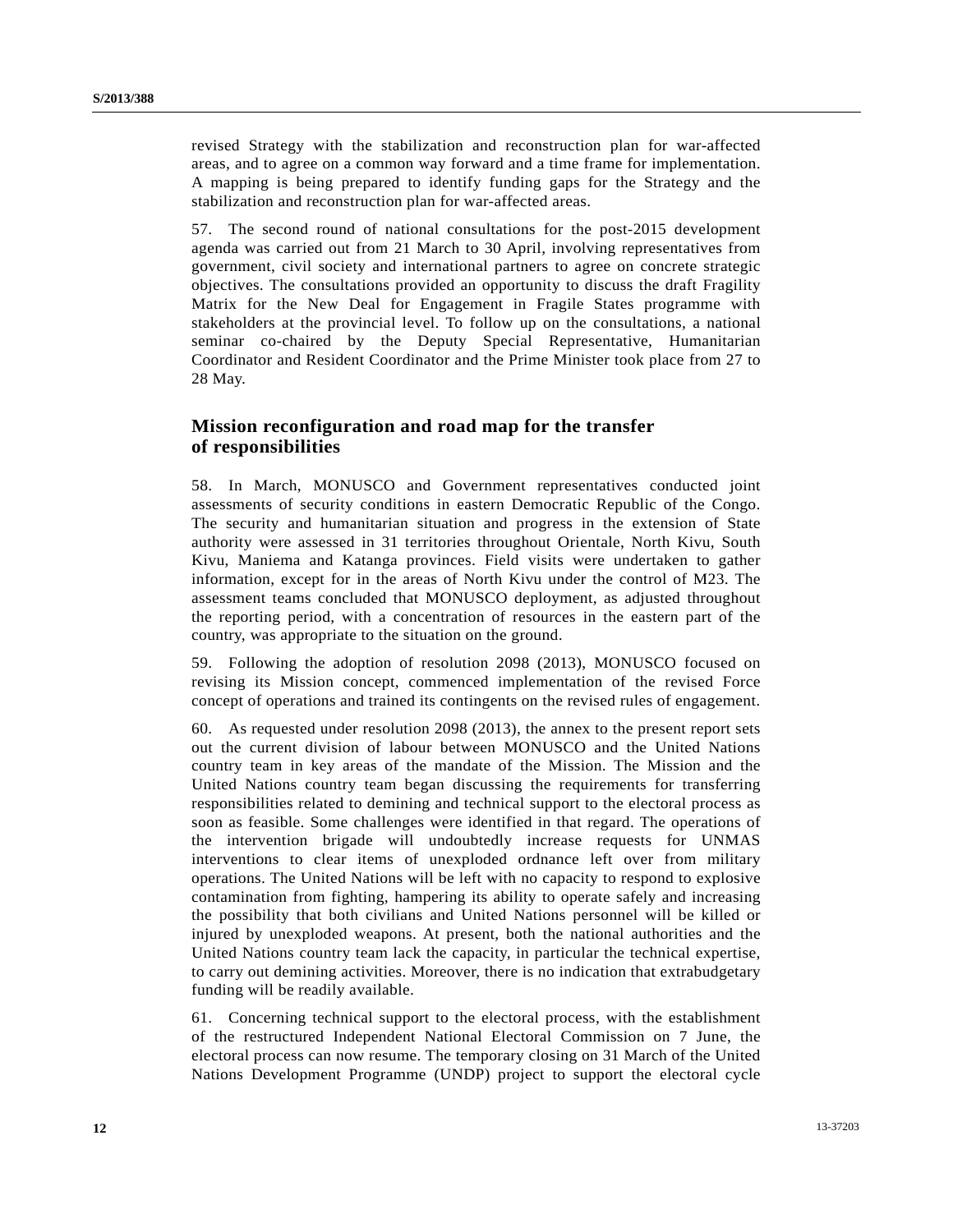revised Strategy with the stabilization and reconstruction plan for war-affected areas, and to agree on a common way forward and a time frame for implementation. A mapping is being prepared to identify funding gaps for the Strategy and the stabilization and reconstruction plan for war-affected areas.

57. The second round of national consultations for the post-2015 development agenda was carried out from 21 March to 30 April, involving representatives from government, civil society and international partners to agree on concrete strategic objectives. The consultations provided an opportunity to discuss the draft Fragility Matrix for the New Deal for Engagement in Fragile States programme with stakeholders at the provincial level. To follow up on the consultations, a national seminar co-chaired by the Deputy Special Representative, Humanitarian Coordinator and Resident Coordinator and the Prime Minister took place from 27 to 28 May.

## Mission reconfiguration and road map for the transfer of responsibilities

58. In March, MONUSCO and Government representatives conducted joint assessments of security conditions in eastern Democratic Republic of the Congo. The security and humanitarian situation and progress in the extension of State authority were assessed in 31 territories throughout Orientale, North Kivu, South Kivu, Maniema and Katanga provinces. Field visits were undertaken to gather information, except for in the areas of North Kivu under the control of M23. The assessment teams concluded that MONUSCO deployment, as adjusted throughout the reporting period, with a concentration of resources in the eastern part of the country, was appropriate to the situation on the ground.

59. Following the adoption of resolution 2098 (2013), MONUSCO focused on revising its Mission concept, commenced implementation of the revised Force concept of operations and trained its contingents on the revised rules of engagement.

60. As requested under resolution 2098 (2013), the annex to the present report sets out the current division of labour between MONUSCO and the United Nations country team in key areas of the mandate of the Mission. The Mission and the United Nations country team began discussing the requirements for transferring responsibilities related to demining and technical support to the electoral process as soon as feasible. Some challenges were identified in that regard. The operations of the intervention brigade will undoubtedly increase requests for UNMAS interventions to clear items of unexploded ordnance left over from military operations. The United Nations will be left with no capacity to respond to explosive contamination from fighting, hampering its ability to operate safely and increasing the possibility that both civilians and United Nations personnel will be killed or injured by unexploded weapons. At present, both the national authorities and the United Nations country team lack the capacity, in particular the technical expertise, to carry out demining activities. Moreover, there is no indication that extrabudgetary funding will be readily available.

61. Concerning technical support to the electoral process, with the establishment of the restructured Independent National Electoral Commission on 7 June, the electoral process can now resume. The temporary closing on 31 March of the United Nations Development Programme (UNDP) project to support the electoral cycle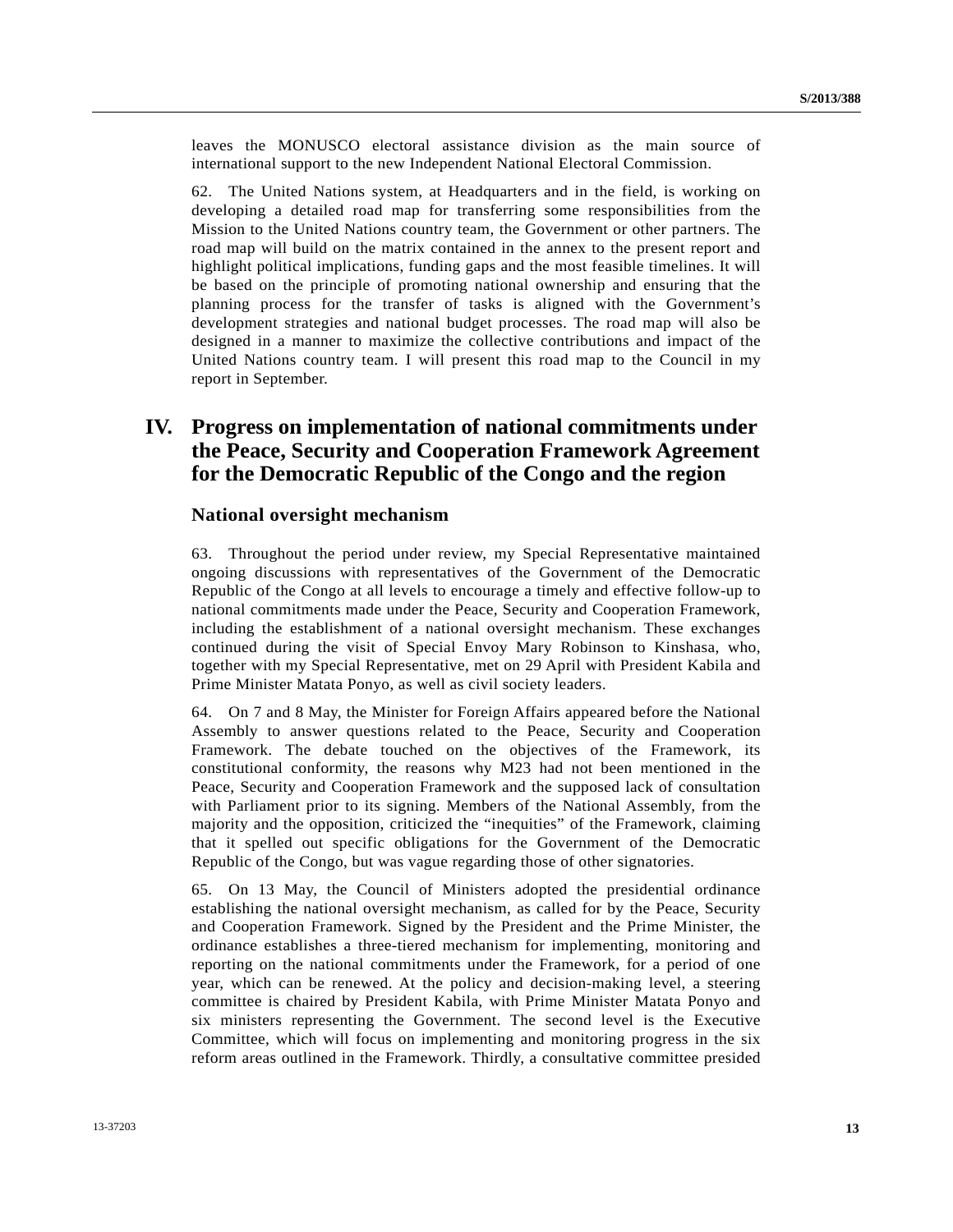leaves the MONUSCO electoral assistance division as the main source of international support to the new Independent National Electoral Commission.

62. The United Nations system, at Headquarters and in the field, is working on developing a detailed road map for transferring some responsibilities from the Mission to the United Nations country team, the Government or other partners. The road map will build on the matrix contained in the annex to the present report and highlight political implications, funding gaps and the most feasible timelines. It will be based on the principle of promoting national ownership and ensuring that the planning process for the transfer of tasks is aligned with the Government's development strategies and national budget processes. The road map will also be designed in a manner to maximize the collective contributions and impact of the United Nations country team. I will present this road map to the Council in my report in September.

# IV. Progress on implementation of national commitments under the Peace, Security and Cooperation Framework Agreement for the Democratic Republic of the Congo and the region

## National oversight mechanism

63. Throughout the period under review, my Special Representative maintained ongoing discussions with representatives of the Government of the Democratic Republic of the Congo at all levels to encourage a timely and effective follow-up to national commitments made under the Peace, Security and Cooperation Framework, including the establishment of a national oversight mechanism. These exchanges continued during the visit of Special Envoy Mary Robinson to Kinshasa, who, together with my Special Representative, met on 29 April with President Kabila and Prime Minister Matata Ponyo, as well as civil society leaders.

64. On 7 and 8 May, the Minister for Foreign Affairs appeared before the National Assembly to answer questions related to the Peace, Security and Cooperation Framework. The debate touched on the objectives of the Framework, its constitutional conformity, the reasons why M23 had not been mentioned in the Peace, Security and Cooperation Framework and the supposed lack of consultation with Parliament prior to its signing. Members of the National Assembly, from the majority and the opposition, criticized the "inequities" of the Framework, claiming that it spelled out specific obligations for the Government of the Democratic Republic of the Congo, but was vague regarding those of other signatories.

65. On 13 May, the Council of Ministers adopted the presidential ordinance establishing the national oversight mechanism, as called for by the Peace, Security and Cooperation Framework. Signed by the President and the Prime Minister, the ordinance establishes a three-tiered mechanism for implementing, monitoring and reporting on the national commitments under the Framework, for a period of one year, which can be renewed. At the policy and decision-making level, a steering committee is chaired by President Kabila, with Prime Minister Matata Ponyo and six ministers representing the Government. The second level is the Executive Committee, which will focus on implementing and monitoring progress in the six reform areas outlined in the Framework. Thirdly, a consultative committee presided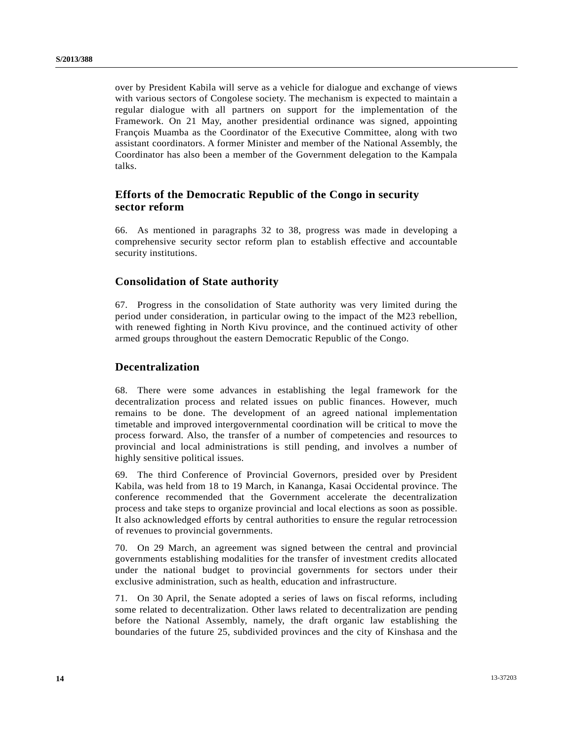over by President Kabila will serve as a vehicle for dialogue and exchange of views with various sectors of Congolese society. The mechanism is expected to maintain a regular dialogue with all partners on support for the implementation of the Framework. On 21 May, another presidential ordinance was signed, appointing François Muamba as the Coordinator of the Executive Committee, along with two assistant coordinators. A former Minister and member of the National Assembly, the Coordinator has also been a member of the Government delegation to the Kampala talks.

## Efforts of the Democratic Republic of the Congo in security sector reform

66. As mentioned in paragraphs 32 to 38, progress was made in developing a comprehensive security sector reform plan to establish effective and accountable security institutions.

## Consolidation of State authority

67. Progress in the consolidation of State authority was very limited during the period under consideration, in particular owing to the impact of the M23 rebellion, with renewed fighting in North Kivu province, and the continued activity of other armed groups throughout the eastern Democratic Republic of the Congo.

## Decentralization

68. There were some advances in establishing the legal framework for the decentralization process and related issues on public finances. However, much remains to be done. The development of an agreed national implementation timetable and improved intergovernmental coordination will be critical to move the process forward. Also, the transfer of a number of competencies and resources to provincial and local administrations is still pending, and involves a number of highly sensitive political issues.

69. The third Conference of Provincial Governors, presided over by President Kabila, was held from 18 to 19 March, in Kananga, Kasai Occidental province. The conference recommended that the Government accelerate the decentralization process and take steps to organize provincial and local elections as soon as possible. It also acknowledged efforts by central authorities to ensure the regular retrocession of revenues to provincial governments.

70. On 29 March, an agreement was signed between the central and provincial governments establishing modalities for the transfer of investment credits allocated under the national budget to provincial governments for sectors under their exclusive administration, such as health, education and infrastructure.

71. On 30 April, the Senate adopted a series of laws on fiscal reforms, including some related to decentralization. Other laws related to decentralization are pending before the National Assembly, namely, the draft organic law establishing the boundaries of the future 25, subdivided provinces and the city of Kinshasa and the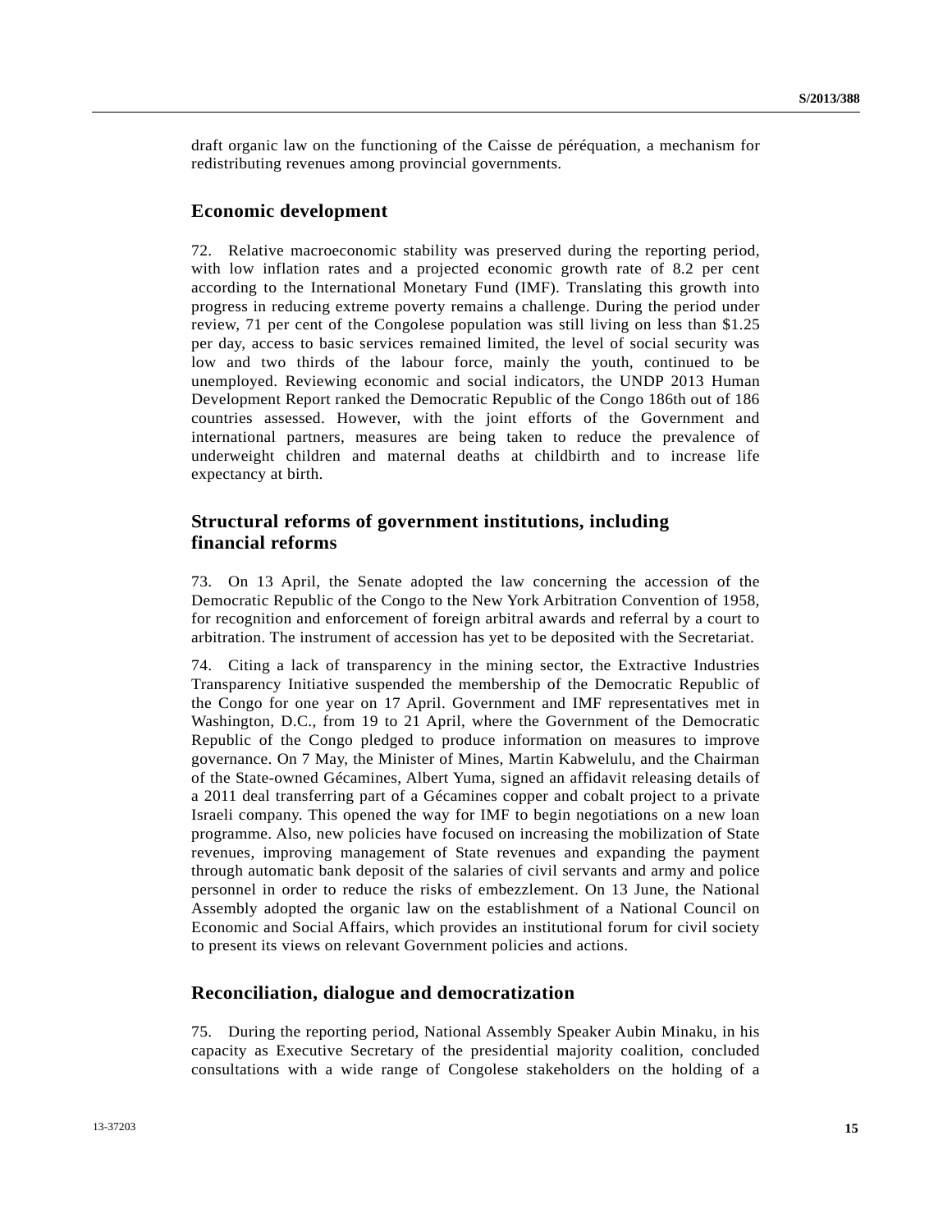draft organic law on the functioning of the Caisse de péréquation, a mechanism for redistributing revenues among provincial governments.

## Economic development

72. Relative macroeconomic stability was preserved during the reporting period, with low inflation rates and a projected economic growth rate of 8.2 per cent according to the International Monetary Fund (IMF). Translating this growth into progress in reducing extreme poverty remains a challenge. During the period under review, 71 per cent of the Congolese population was still living on less than $1.25 per day, access to basic services remained limited, the level of social security was low and two thirds of the labour force, mainly the youth, continued to be unemployed. Reviewing economic and social indicators, the UNDP 2013 Human Development Report ranked the Democratic Republic of the Congo 186th out of 186 countries assessed. However, with the joint efforts of the Government and international partners, measures are being taken to reduce the prevalence of underweight children and maternal deaths at childbirth and to increase life expectancy at birth.

## Structural reforms of government institutions, including financial reforms

73. On 13 April, the Senate adopted the law concerning the accession of the Democratic Republic of the Congo to the New York Arbitration Convention of 1958, for recognition and enforcement of foreign arbitral awards and referral by a court to arbitration. The instrument of accession has yet to be deposited with the Secretariat.

74. Citing a lack of transparency in the mining sector, the Extractive Industries Transparency Initiative suspended the membership of the Democratic Republic of the Congo for one year on 17 April. Government and IMF representatives met in Washington, D.C., from 19 to 21 April, where the Government of the Democratic Republic of the Congo pledged to produce information on measures to improve governance. On 7 May, the Minister of Mines, Martin Kabwelulu, and the Chairman of the State-owned Gécamines, Albert Yuma, signed an affidavit releasing details of a 2011 deal transferring part of a Gécamines copper and cobalt project to a private Israeli company. This opened the way for IMF to begin negotiations on a new loan programme. Also, new policies have focused on increasing the mobilization of State revenues, improving management of State revenues and expanding the payment through automatic bank deposit of the salaries of civil servants and army and police personnel in order to reduce the risks of embezzlement. On 13 June, the National Assembly adopted the organic law on the establishment of a National Council on Economic and Social Affairs, which provides an institutional forum for civil society to present its views on relevant Government policies and actions.

## Reconciliation, dialogue and democratization

75. During the reporting period, National Assembly Speaker Aubin Minaku, in his capacity as Executive Secretary of the presidential majority coalition, concluded consultations with a wide range of Congolese stakeholders on the holding of a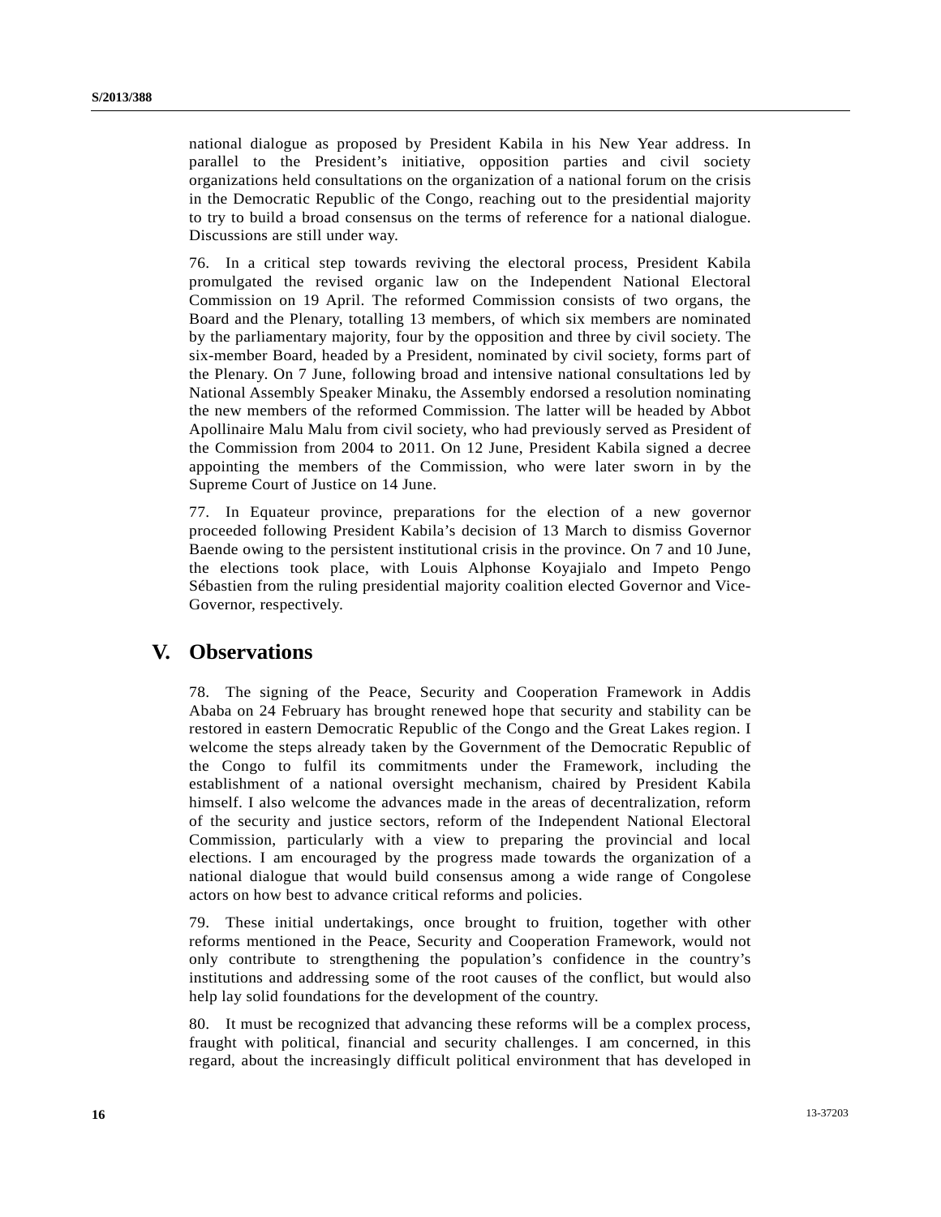national dialogue as proposed by President Kabila in his New Year address. In parallel to the President's initiative, opposition parties and civil society organizations held consultations on the organization of a national forum on the crisis in the Democratic Republic of the Congo, reaching out to the presidential majority to try to build a broad consensus on the terms of reference for a national dialogue. Discussions are still under way.

76. In a critical step towards reviving the electoral process, President Kabila promulgated the revised organic law on the Independent National Electoral Commission on 19 April. The reformed Commission consists of two organs, the Board and the Plenary, totalling 13 members, of which six members are nominated by the parliamentary majority, four by the opposition and three by civil society. The six-member Board, headed by a President, nominated by civil society, forms part of the Plenary. On 7 June, following broad and intensive national consultations led by National Assembly Speaker Minaku, the Assembly endorsed a resolution nominating the new members of the reformed Commission. The latter will be headed by Abbot Apollinaire Malu Malu from civil society, who had previously served as President of the Commission from 2004 to 2011. On 12 June, President Kabila signed a decree appointing the members of the Commission, who were later sworn in by the Supreme Court of Justice on 14 June.

77. In Equateur province, preparations for the election of a new governor proceeded following President Kabila's decision of 13 March to dismiss Governor Baende owing to the persistent institutional crisis in the province. On 7 and 10 June, the elections took place, with Louis Alphonse Koyajialo and Impeto Pengo Sébastien from the ruling presidential majority coalition elected Governor and Vice-Governor, respectively.

# V. Observations

78. The signing of the Peace, Security and Cooperation Framework in Addis Ababa on 24 February has brought renewed hope that security and stability can be restored in eastern Democratic Republic of the Congo and the Great Lakes region. I welcome the steps already taken by the Government of the Democratic Republic of the Congo to fulfil its commitments under the Framework, including the establishment of a national oversight mechanism, chaired by President Kabila himself. I also welcome the advances made in the areas of decentralization, reform of the security and justice sectors, reform of the Independent National Electoral Commission, particularly with a view to preparing the provincial and local elections. I am encouraged by the progress made towards the organization of a national dialogue that would build consensus among a wide range of Congolese actors on how best to advance critical reforms and policies.

79. These initial undertakings, once brought to fruition, together with other reforms mentioned in the Peace, Security and Cooperation Framework, would not only contribute to strengthening the population's confidence in the country's institutions and addressing some of the root causes of the conflict, but would also help lay solid foundations for the development of the country.

80. It must be recognized that advancing these reforms will be a complex process, fraught with political, financial and security challenges. I am concerned, in this regard, about the increasingly difficult political environment that has developed in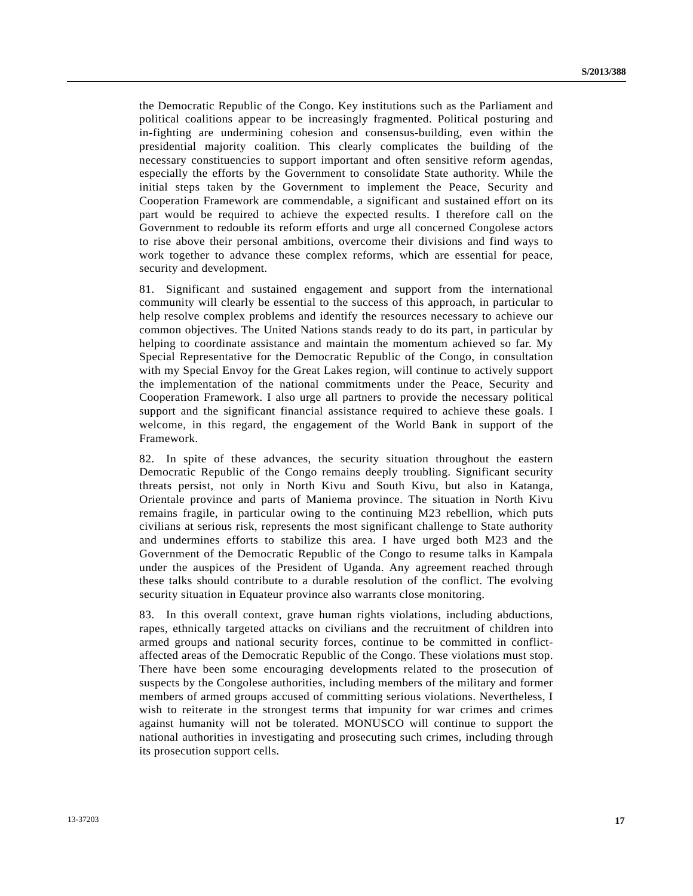the Democratic Republic of the Congo. Key institutions such as the Parliament and political coalitions appear to be increasingly fragmented. Political posturing and in-fighting are undermining cohesion and consensus-building, even within the presidential majority coalition. This clearly complicates the building of the necessary constituencies to support important and often sensitive reform agendas, especially the efforts by the Government to consolidate State authority. While the initial steps taken by the Government to implement the Peace, Security and Cooperation Framework are commendable, a significant and sustained effort on its part would be required to achieve the expected results. I therefore call on the Government to redouble its reform efforts and urge all concerned Congolese actors to rise above their personal ambitions, overcome their divisions and find ways to work together to advance these complex reforms, which are essential for peace, security and development.

81. Significant and sustained engagement and support from the international community will clearly be essential to the success of this approach, in particular to help resolve complex problems and identify the resources necessary to achieve our common objectives. The United Nations stands ready to do its part, in particular by helping to coordinate assistance and maintain the momentum achieved so far. My Special Representative for the Democratic Republic of the Congo, in consultation with my Special Envoy for the Great Lakes region, will continue to actively support the implementation of the national commitments under the Peace, Security and Cooperation Framework. I also urge all partners to provide the necessary political support and the significant financial assistance required to achieve these goals. I welcome, in this regard, the engagement of the World Bank in support of the Framework.

82. In spite of these advances, the security situation throughout the eastern Democratic Republic of the Congo remains deeply troubling. Significant security threats persist, not only in North Kivu and South Kivu, but also in Katanga, Orientale province and parts of Maniema province. The situation in North Kivu remains fragile, in particular owing to the continuing M23 rebellion, which puts civilians at serious risk, represents the most significant challenge to State authority and undermines efforts to stabilize this area. I have urged both M23 and the Government of the Democratic Republic of the Congo to resume talks in Kampala under the auspices of the President of Uganda. Any agreement reached through these talks should contribute to a durable resolution of the conflict. The evolving security situation in Equateur province also warrants close monitoring.

83. In this overall context, grave human rights violations, including abductions, rapes, ethnically targeted attacks on civilians and the recruitment of children into armed groups and national security forces, continue to be committed in conflict-affected areas of the Democratic Republic of the Congo. These violations must stop. There have been some encouraging developments related to the prosecution of suspects by the Congolese authorities, including members of the military and former members of armed groups accused of committing serious violations. Nevertheless, I wish to reiterate in the strongest terms that impunity for war crimes and crimes against humanity will not be tolerated. MONUSCO will continue to support the national authorities in investigating and prosecuting such crimes, including through its prosecution support cells.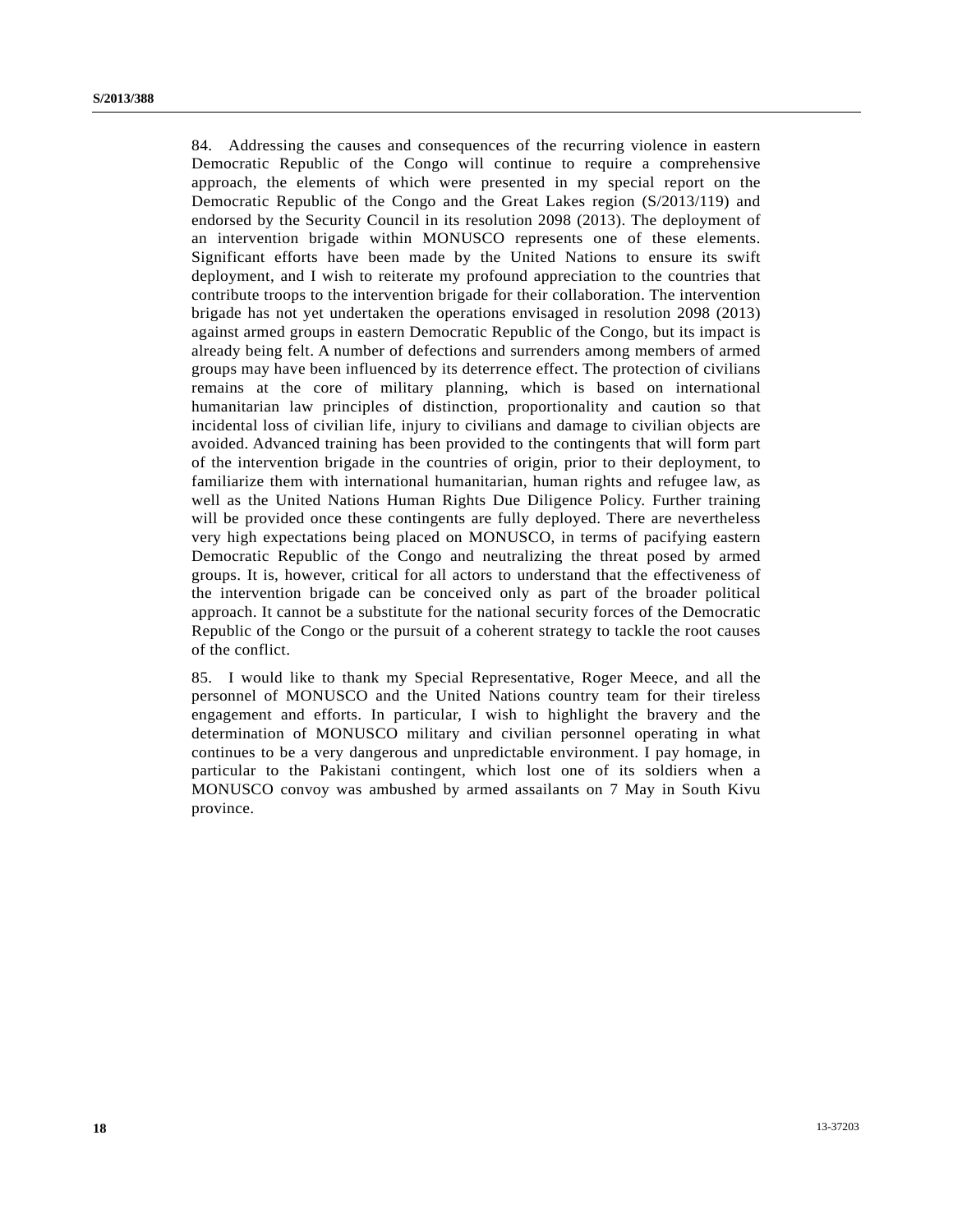84. Addressing the causes and consequences of the recurring violence in eastern Democratic Republic of the Congo will continue to require a comprehensive approach, the elements of which were presented in my special report on the Democratic Republic of the Congo and the Great Lakes region (S/2013/119) and endorsed by the Security Council in its resolution 2098 (2013). The deployment of an intervention brigade within MONUSCO represents one of these elements. Significant efforts have been made by the United Nations to ensure its swift deployment, and I wish to reiterate my profound appreciation to the countries that contribute troops to the intervention brigade for their collaboration. The intervention brigade has not yet undertaken the operations envisaged in resolution 2098 (2013) against armed groups in eastern Democratic Republic of the Congo, but its impact is already being felt. A number of defections and surrenders among members of armed groups may have been influenced by its deterrence effect. The protection of civilians remains at the core of military planning, which is based on international humanitarian law principles of distinction, proportionality and caution so that incidental loss of civilian life, injury to civilians and damage to civilian objects are avoided. Advanced training has been provided to the contingents that will form part of the intervention brigade in the countries of origin, prior to their deployment, to familiarize them with international humanitarian, human rights and refugee law, as well as the United Nations Human Rights Due Diligence Policy. Further training will be provided once these contingents are fully deployed. There are nevertheless very high expectations being placed on MONUSCO, in terms of pacifying eastern Democratic Republic of the Congo and neutralizing the threat posed by armed groups. It is, however, critical for all actors to understand that the effectiveness of the intervention brigade can be conceived only as part of the broader political approach. It cannot be a substitute for the national security forces of the Democratic Republic of the Congo or the pursuit of a coherent strategy to tackle the root causes of the conflict.

85. I would like to thank my Special Representative, Roger Meece, and all the personnel of MONUSCO and the United Nations country team for their tireless engagement and efforts. In particular, I wish to highlight the bravery and the determination of MONUSCO military and civilian personnel operating in what continues to be a very dangerous and unpredictable environment. I pay homage, in particular to the Pakistani contingent, which lost one of its soldiers when a MONUSCO convoy was ambushed by armed assailants on 7 May in South Kivu province.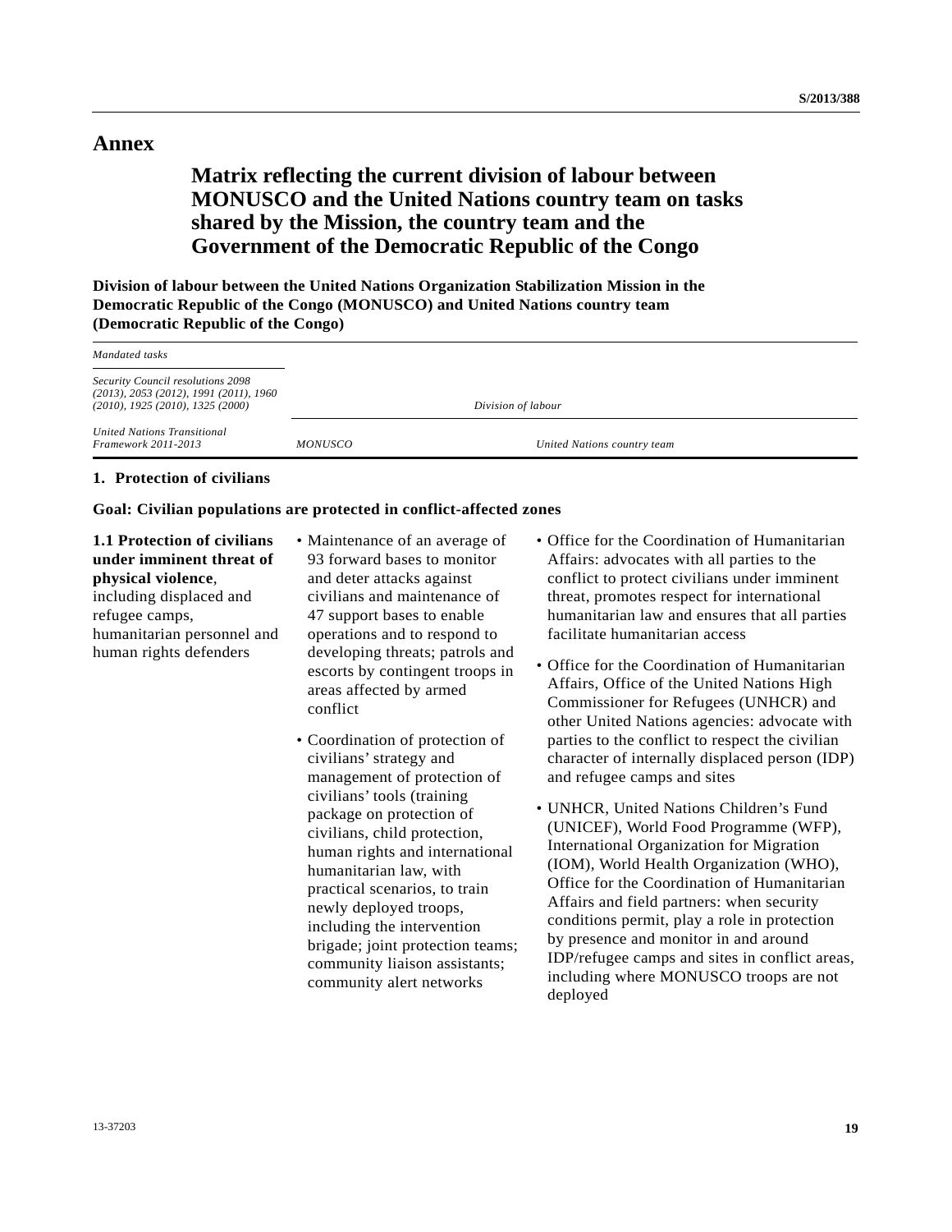# Annex

## Matrix reflecting the current division of labour between MONUSCO and the United Nations country team on tasks shared by the Mission, the country team and the Government of the Democratic Republic of the Congo

**Division of labour between the United Nations Organization Stabilization Mission in the Democratic Republic of the Congo (MONUSCO) and United Nations country team (Democratic Republic of the Congo)**

| *Mandated tasks*<br>*Security Council resolutions 2098 (2013), 2053 (2012), 1991 (2011), 1960 (2010), 1925 (2010), 1325 (2000)* | *Division of labour* | |
|---|---|---|
| *United Nations Transitional Framework 2011-2013* | *MONUSCO* | *United Nations country team* |
| **1. Protection of civilians** | | |
| **Goal: Civilian populations are protected in conflict-affected zones** | | |
| **1.1 Protection of civilians under imminent threat of physical violence**, including displaced and refugee camps, humanitarian personnel and human rights defenders | • Maintenance of an average of 93 forward bases to monitor and deter attacks against civilians and maintenance of 47 support bases to enable operations and to respond to developing threats; patrols and escorts by contingent troops in areas affected by armed conflict<br><br>• Coordination of protection of civilians' strategy and management of protection of civilians' tools (training package on protection of civilians, child protection, human rights and international humanitarian law, with practical scenarios, to train newly deployed troops, including the intervention brigade; joint protection teams; community liaison assistants; community alert networks | • Office for the Coordination of Humanitarian Affairs: advocates with all parties to the conflict to protect civilians under imminent threat, promotes respect for international humanitarian law and ensures that all parties facilitate humanitarian access<br><br>• Office for the Coordination of Humanitarian Affairs, Office of the United Nations High Commissioner for Refugees (UNHCR) and other United Nations agencies: advocate with parties to the conflict to respect the civilian character of internally displaced person (IDP) and refugee camps and sites<br><br>• UNHCR, United Nations Children's Fund (UNICEF), World Food Programme (WFP), International Organization for Migration (IOM), World Health Organization (WHO), Office for the Coordination of Humanitarian Affairs and field partners: when security conditions permit, play a role in protection by presence and monitor in and around IDP/refugee camps and sites in conflict areas, including where MONUSCO troops are not deployed |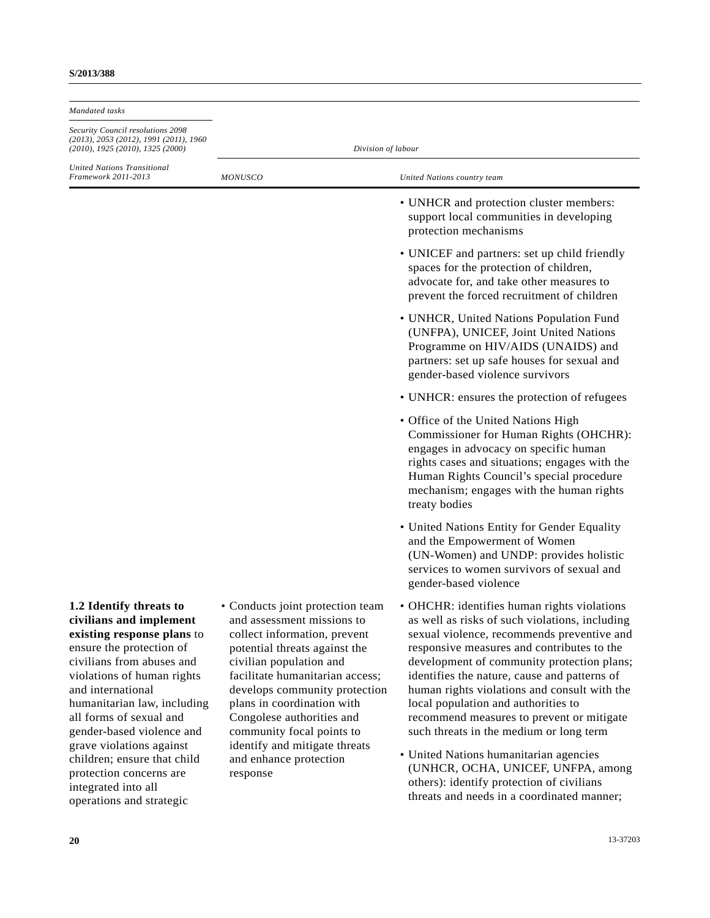| *Mandated tasks*<br>*Security Council resolutions 2098 (2013), 2053 (2012), 1991 (2011), 1960 (2010), 1925 (2010), 1325 (2000)*<br>*United Nations Transitional Framework 2011-2013* | *Division of labour* | |
|---|---|---|
| | *MONUSCO* | *United Nations country team* |
| | | • UNHCR and protection cluster members: support local communities in developing protection mechanisms<br>• UNICEF and partners: set up child friendly spaces for the protection of children, advocate for, and take other measures to prevent the forced recruitment of children<br>• UNHCR, United Nations Population Fund (UNFPA), UNICEF, Joint United Nations Programme on HIV/AIDS (UNAIDS) and partners: set up safe houses for sexual and gender-based violence survivors<br>• UNHCR: ensures the protection of refugees<br>• Office of the United Nations High Commissioner for Human Rights (OHCHR): engages in advocacy on specific human rights cases and situations; engages with the Human Rights Council's special procedure mechanism; engages with the human rights treaty bodies<br>• United Nations Entity for Gender Equality and the Empowerment of Women (UN-Women) and UNDP: provides holistic services to women survivors of sexual and gender-based violence |
| **1.2 Identify threats to civilians and implement existing response plans** to ensure the protection of civilians from abuses and violations of human rights and international humanitarian law, including all forms of sexual and gender-based violence and grave violations against children; ensure that child protection concerns are integrated into all operations and strategic | • Conducts joint protection team and assessment missions to collect information, prevent potential threats against the civilian population and facilitate humanitarian access; develops community protection plans in coordination with Congolese authorities and community focal points to identify and mitigate threats and enhance protection response | • OHCHR: identifies human rights violations as well as risks of such violations, including sexual violence, recommends preventive and responsive measures and contributes to the development of community protection plans; identifies the nature, cause and patterns of human rights violations and consult with the local population and authorities to recommend measures to prevent or mitigate such threats in the medium or long term<br>• United Nations humanitarian agencies (UNHCR, OCHA, UNICEF, UNFPA, among others): identify protection of civilians threats and needs in a coordinated manner; |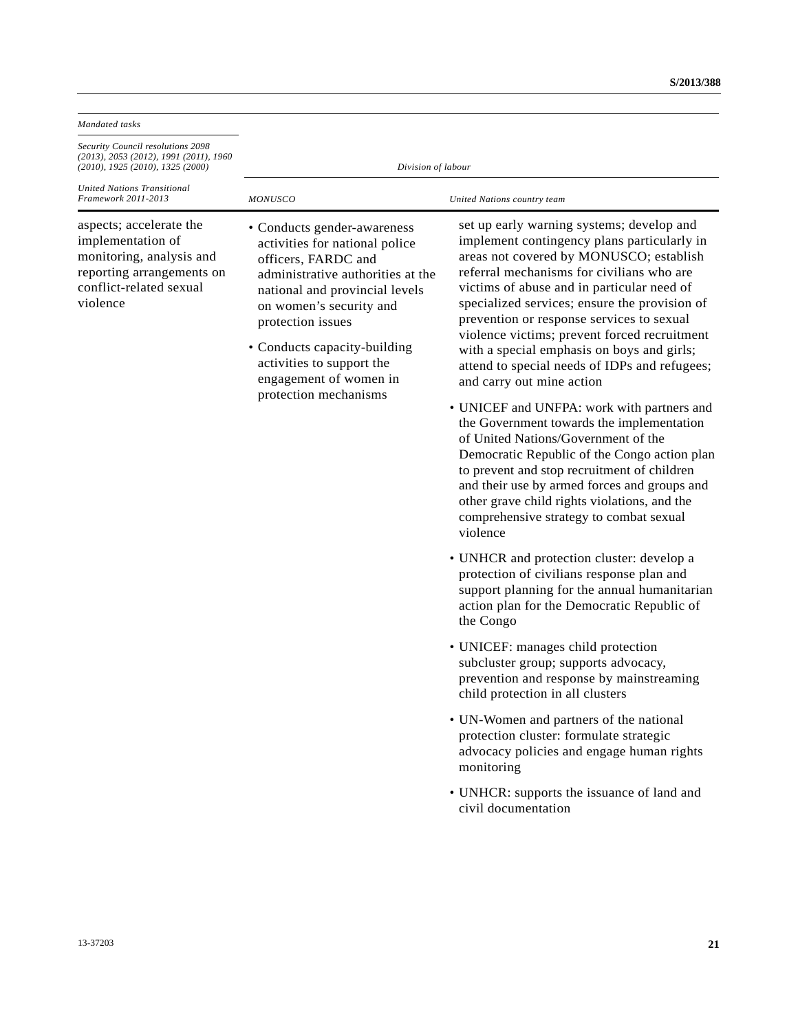| *Mandated tasks*<br><br>*Security Council resolutions 2098 (2013), 2053 (2012), 1991 (2011), 1960 (2010), 1925 (2010), 1325 (2000)*<br><br>*United Nations Transitional Framework 2011-2013* | *Division of labour*<br><br>*MONUSCO* | <br><br>*United Nations country team* |
|---|---|---|
| aspects; accelerate the implementation of monitoring, analysis and reporting arrangements on conflict-related sexual violence | • Conducts gender-awareness activities for national police officers, FARDC and administrative authorities at the national and provincial levels on women's security and protection issues<br><br>• Conducts capacity-building activities to support the engagement of women in protection mechanisms | set up early warning systems; develop and implement contingency plans particularly in areas not covered by MONUSCO; establish referral mechanisms for civilians who are victims of abuse and in particular need of specialized services; ensure the provision of prevention or response services to sexual violence victims; prevent forced recruitment with a special emphasis on boys and girls; attend to special needs of IDPs and refugees; and carry out mine action<br><br>• UNICEF and UNFPA: work with partners and the Government towards the implementation of United Nations/Government of the Democratic Republic of the Congo action plan to prevent and stop recruitment of children and their use by armed forces and groups and other grave child rights violations, and the comprehensive strategy to combat sexual violence<br><br>• UNHCR and protection cluster: develop a protection of civilians response plan and support planning for the annual humanitarian action plan for the Democratic Republic of the Congo<br><br>• UNICEF: manages child protection subcluster group; supports advocacy, prevention and response by mainstreaming child protection in all clusters<br><br>• UN-Women and partners of the national protection cluster: formulate strategic advocacy policies and engage human rights monitoring<br><br>• UNHCR: supports the issuance of land and civil documentation |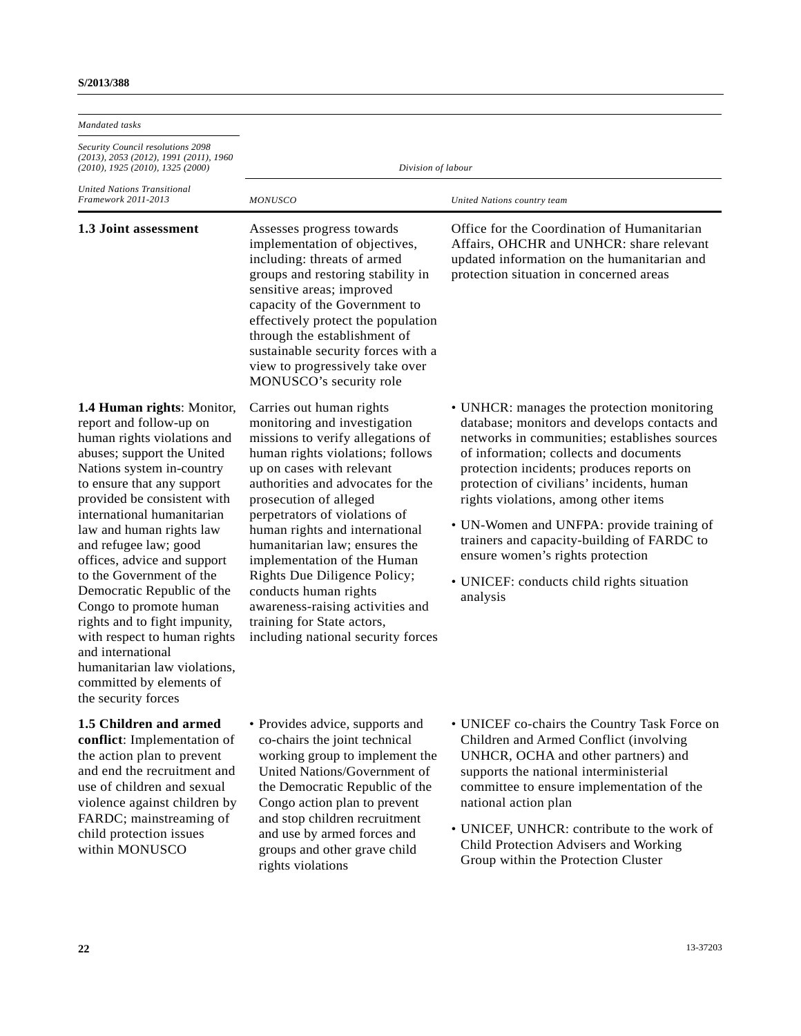| *Mandated tasks*<br><br>*Security Council resolutions 2098 (2013), 2053 (2012), 1991 (2011), 1960 (2010), 1925 (2010), 1325 (2000)*<br><br>*United Nations Transitional Framework 2011-2013* | *Division of labour*<br><br>*MONUSCO* | <br><br>*United Nations country team* |
|---|---|---|
| **1.3 Joint assessment** | Assesses progress towards implementation of objectives, including: threats of armed groups and restoring stability in sensitive areas; improved capacity of the Government to effectively protect the population through the establishment of sustainable security forces with a view to progressively take over MONUSCO's security role | Office for the Coordination of Humanitarian Affairs, OHCHR and UNHCR: share relevant updated information on the humanitarian and protection situation in concerned areas |
| **1.4 Human rights**: Monitor, report and follow-up on human rights violations and abuses; support the United Nations system in-country to ensure that any support provided be consistent with international humanitarian law and human rights law and refugee law; good offices, advice and support to the Government of the Democratic Republic of the Congo to promote human rights and to fight impunity, with respect to human rights and international humanitarian law violations, committed by elements of the security forces | Carries out human rights monitoring and investigation missions to verify allegations of human rights violations; follows up on cases with relevant authorities and advocates for the prosecution of alleged perpetrators of violations of human rights and international humanitarian law; ensures the implementation of the Human Rights Due Diligence Policy; conducts human rights awareness-raising activities and training for State actors, including national security forces | • UNHCR: manages the protection monitoring database; monitors and develops contacts and networks in communities; establishes sources of information; collects and documents protection incidents; produces reports on protection of civilians' incidents, human rights violations, among other items<br>• UN-Women and UNFPA: provide training of trainers and capacity-building of FARDC to ensure women's rights protection<br>• UNICEF: conducts child rights situation analysis |
| **1.5 Children and armed conflict**: Implementation of the action plan to prevent and end the recruitment and use of children and sexual violence against children by FARDC; mainstreaming of child protection issues within MONUSCO | • Provides advice, supports and co-chairs the joint technical working group to implement the United Nations/Government of the Democratic Republic of the Congo action plan to prevent and stop children recruitment and use by armed forces and groups and other grave child rights violations | • UNICEF co-chairs the Country Task Force on Children and Armed Conflict (involving UNHCR, OCHA and other partners) and supports the national interministerial committee to ensure implementation of the national action plan<br>• UNICEF, UNHCR: contribute to the work of Child Protection Advisers and Working Group within the Protection Cluster |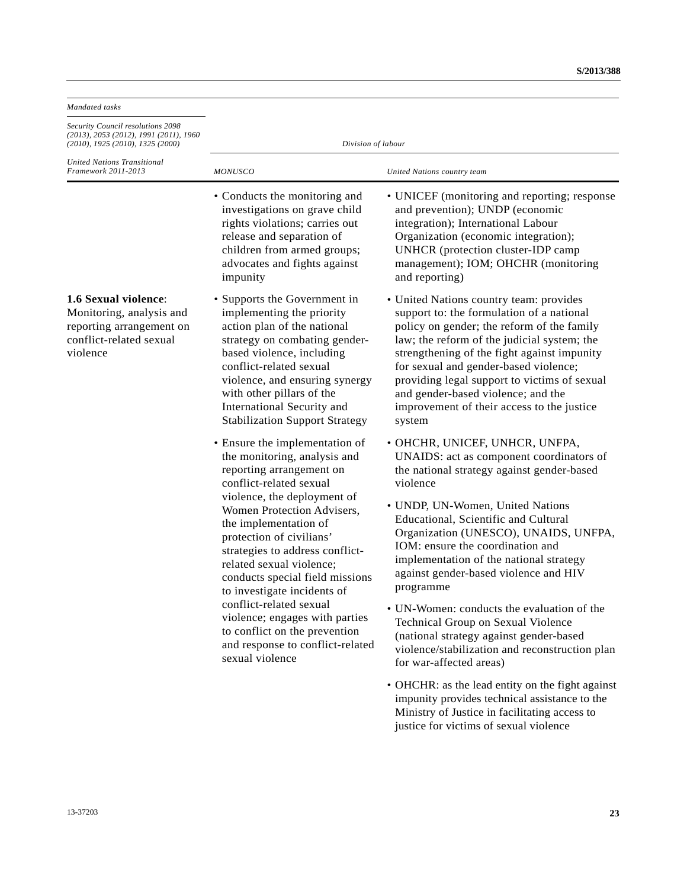| *Mandated tasks* | *Division of labour* | |
|---|---|---|
| *Security Council resolutions 2098 (2013), 2053 (2012), 1991 (2011), 1960 (2010), 1925 (2010), 1325 (2000)* | | |
| *United Nations Transitional Framework 2011-2013* | *MONUSCO* | *United Nations country team* |
| | • Conducts the monitoring and investigations on grave child rights violations; carries out release and separation of children from armed groups; advocates and fights against impunity | • UNICEF (monitoring and reporting; response and prevention); UNDP (economic integration); International Labour Organization (economic integration); UNHCR (protection cluster-IDP camp management); IOM; OHCHR (monitoring and reporting) |
| **1.6 Sexual violence**: Monitoring, analysis and reporting arrangement on conflict-related sexual violence | • Supports the Government in implementing the priority action plan of the national strategy on combating gender-based violence, including conflict-related sexual violence, and ensuring synergy with other pillars of the International Security and Stabilization Support Strategy | • United Nations country team: provides support to: the formulation of a national policy on gender; the reform of the family law; the reform of the judicial system; the strengthening of the fight against impunity for sexual and gender-based violence; providing legal support to victims of sexual and gender-based violence; and the improvement of their access to the justice system |
| | • Ensure the implementation of the monitoring, analysis and reporting arrangement on conflict-related sexual violence, the deployment of Women Protection Advisers, the implementation of protection of civilians' strategies to address conflict-related sexual violence; conducts special field missions to investigate incidents of conflict-related sexual violence; engages with parties to conflict on the prevention and response to conflict-related sexual violence | • OHCHR, UNICEF, UNHCR, UNFPA, UNAIDS: act as component coordinators of the national strategy against gender-based violence<br>• UNDP, UN-Women, United Nations Educational, Scientific and Cultural Organization (UNESCO), UNAIDS, UNFPA, IOM: ensure the coordination and implementation of the national strategy against gender-based violence and HIV programme<br>• UN-Women: conducts the evaluation of the Technical Group on Sexual Violence (national strategy against gender-based violence/stabilization and reconstruction plan for war-affected areas)<br>• OHCHR: as the lead entity on the fight against impunity provides technical assistance to the Ministry of Justice in facilitating access to justice for victims of sexual violence |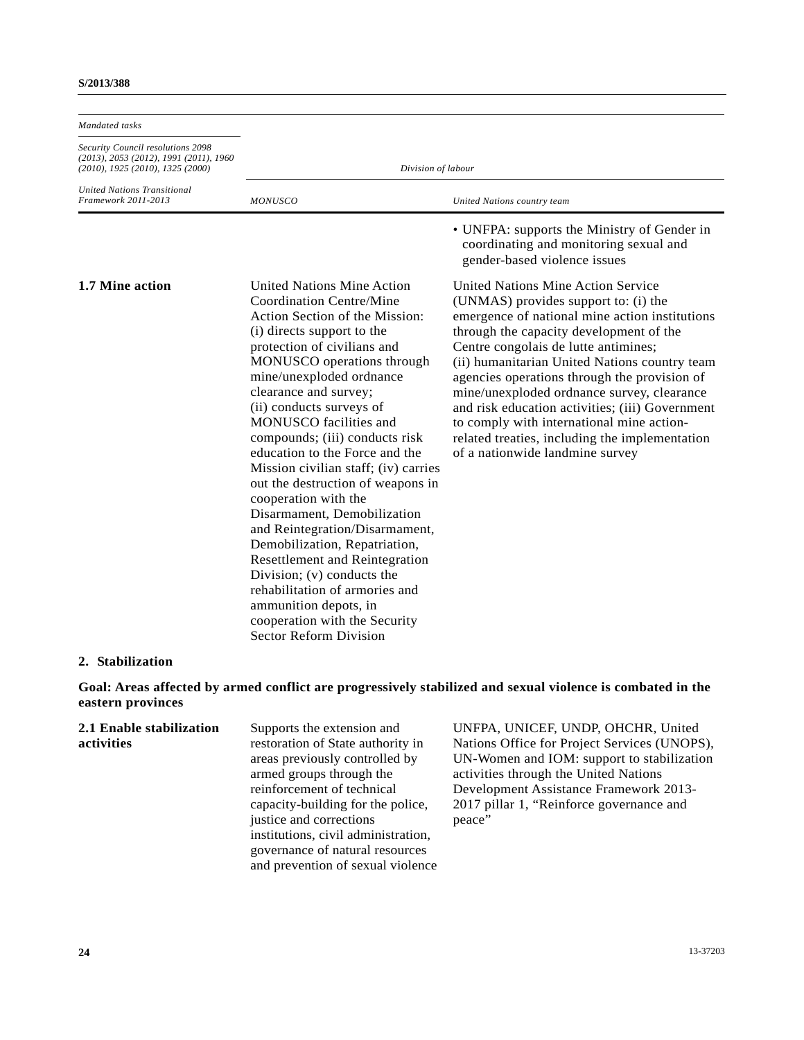| *Mandated tasks* | *Division of labour* | |
|---|---|---|
| *Security Council resolutions 2098 (2013), 2053 (2012), 1991 (2011), 1960 (2010), 1925 (2010), 1325 (2000)* | | |
| *United Nations Transitional Framework 2011-2013* | *MONUSCO* | *United Nations country team* |
| | | • UNFPA: supports the Ministry of Gender in coordinating and monitoring sexual and gender-based violence issues |
| **1.7 Mine action** | United Nations Mine Action Coordination Centre/Mine Action Section of the Mission: (i) directs support to the protection of civilians and MONUSCO operations through mine/unexploded ordnance clearance and survey; (ii) conducts surveys of MONUSCO facilities and compounds; (iii) conducts risk education to the Force and the Mission civilian staff; (iv) carries out the destruction of weapons in cooperation with the Disarmament, Demobilization and Reintegration/Disarmament, Demobilization, Repatriation, Resettlement and Reintegration Division; (v) conducts the rehabilitation of armories and ammunition depots, in cooperation with the Security Sector Reform Division | United Nations Mine Action Service (UNMAS) provides support to: (i) the emergence of national mine action institutions through the capacity development of the Centre congolais de lutte antimines; (ii) humanitarian United Nations country team agencies operations through the provision of mine/unexploded ordnance survey, clearance and risk education activities; (iii) Government to comply with international mine action-related treaties, including the implementation of a nationwide landmine survey |

**2. Stabilization**

**Goal: Areas affected by armed conflict are progressively stabilized and sexual violence is combated in the eastern provinces**

| | | |
|---|---|---|
| **2.1 Enable stabilization activities** | Supports the extension and restoration of State authority in areas previously controlled by armed groups through the reinforcement of technical capacity-building for the police, justice and corrections institutions, civil administration, governance of natural resources and prevention of sexual violence | UNFPA, UNICEF, UNDP, OHCHR, United Nations Office for Project Services (UNOPS), UN-Women and IOM: support to stabilization activities through the United Nations Development Assistance Framework 2013-2017 pillar 1, "Reinforce governance and peace" |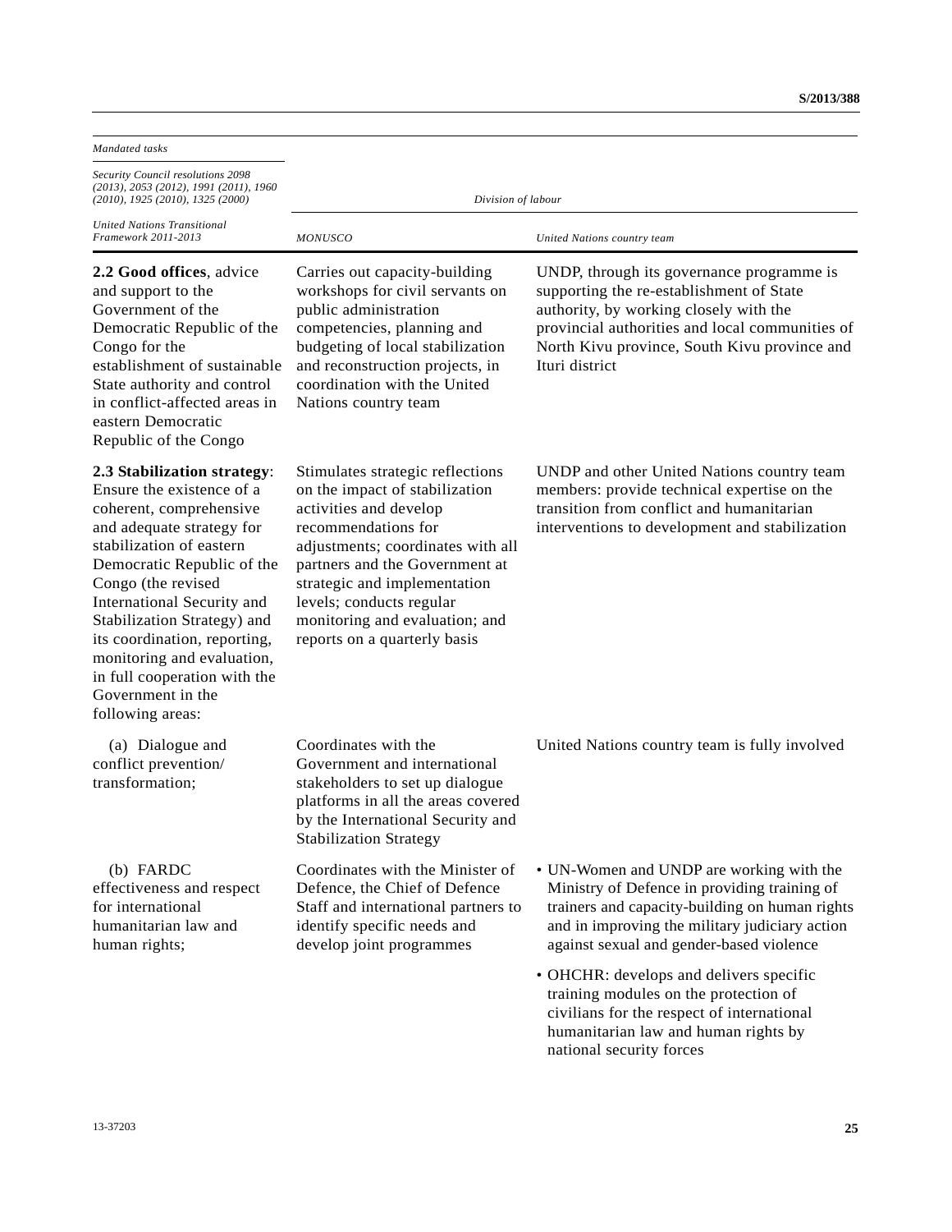| *Mandated tasks*<br><br>*Security Council resolutions 2098 (2013), 2053 (2012), 1991 (2011), 1960 (2010), 1925 (2010), 1325 (2000)*<br><br>*United Nations Transitional Framework 2011-2013* | *Division of labour*<br><br>*MONUSCO* | <br><br>*United Nations country team* |
|---|---|---|
| **2.2 Good offices**, advice and support to the Government of the Democratic Republic of the Congo for the establishment of sustainable State authority and control in conflict-affected areas in eastern Democratic Republic of the Congo | Carries out capacity-building workshops for civil servants on public administration competencies, planning and budgeting of local stabilization and reconstruction projects, in coordination with the United Nations country team | UNDP, through its governance programme is supporting the re-establishment of State authority, by working closely with the provincial authorities and local communities of North Kivu province, South Kivu province and Ituri district |
| **2.3 Stabilization strategy**: Ensure the existence of a coherent, comprehensive and adequate strategy for stabilization of eastern Democratic Republic of the Congo (the revised International Security and Stabilization Strategy) and its coordination, reporting, monitoring and evaluation, in full cooperation with the Government in the following areas: | Stimulates strategic reflections on the impact of stabilization activities and develop recommendations for adjustments; coordinates with all partners and the Government at strategic and implementation levels; conducts regular monitoring and evaluation; and reports on a quarterly basis | UNDP and other United Nations country team members: provide technical expertise on the transition from conflict and humanitarian interventions to development and stabilization |
| (a) Dialogue and conflict prevention/ transformation; | Coordinates with the Government and international stakeholders to set up dialogue platforms in all the areas covered by the International Security and Stabilization Strategy | United Nations country team is fully involved |
| (b) FARDC effectiveness and respect for international humanitarian law and human rights; | Coordinates with the Minister of Defence, the Chief of Defence Staff and international partners to identify specific needs and develop joint programmes | • UN-Women and UNDP are working with the Ministry of Defence in providing training of trainers and capacity-building on human rights and in improving the military judiciary action against sexual and gender-based violence<br><br>• OHCHR: develops and delivers specific training modules on the protection of civilians for the respect of international humanitarian law and human rights by national security forces |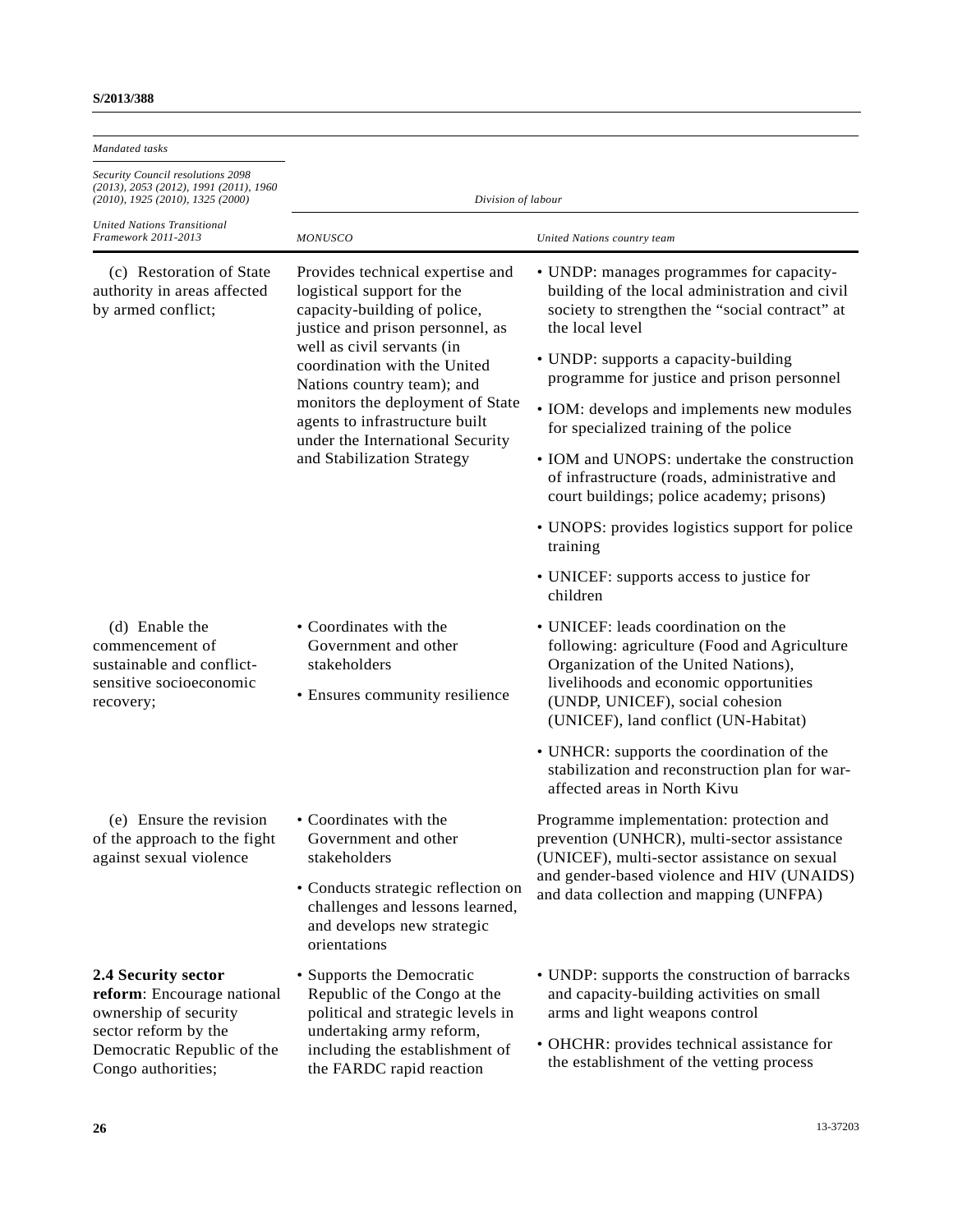| *Mandated tasks* | *Division of labour* | |
|---|---|---|
| *Security Council resolutions 2098 (2013), 2053 (2012), 1991 (2011), 1960 (2010), 1925 (2010), 1325 (2000)* | | |
| *United Nations Transitional Framework 2011-2013* | *MONUSCO* | *United Nations country team* |
| (c) Restoration of State authority in areas affected by armed conflict; | Provides technical expertise and logistical support for the capacity-building of police, justice and prison personnel, as well as civil servants (in coordination with the United Nations country team); and monitors the deployment of State agents to infrastructure built under the International Security and Stabilization Strategy | • UNDP: manages programmes for capacity-building of the local administration and civil society to strengthen the “social contract” at the local level<br>• UNDP: supports a capacity-building programme for justice and prison personnel<br>• IOM: develops and implements new modules for specialized training of the police<br>• IOM and UNOPS: undertake the construction of infrastructure (roads, administrative and court buildings; police academy; prisons)<br>• UNOPS: provides logistics support for police training<br>• UNICEF: supports access to justice for children |
| (d) Enable the commencement of sustainable and conflict-sensitive socioeconomic recovery; | • Coordinates with the Government and other stakeholders<br>• Ensures community resilience | • UNICEF: leads coordination on the following: agriculture (Food and Agriculture Organization of the United Nations), livelihoods and economic opportunities (UNDP, UNICEF), social cohesion (UNICEF), land conflict (UN-Habitat)<br>• UNHCR: supports the coordination of the stabilization and reconstruction plan for war-affected areas in North Kivu |
| (e) Ensure the revision of the approach to the fight against sexual violence | • Coordinates with the Government and other stakeholders<br>• Conducts strategic reflection on challenges and lessons learned, and develops new strategic orientations | Programme implementation: protection and prevention (UNHCR), multi-sector assistance (UNICEF), multi-sector assistance on sexual and gender-based violence and HIV (UNAIDS) and data collection and mapping (UNFPA) |
| **2.4 Security sector reform**: Encourage national ownership of security sector reform by the Democratic Republic of the Congo authorities; | • Supports the Democratic Republic of the Congo at the political and strategic levels in undertaking army reform, including the establishment of the FARDC rapid reaction | • UNDP: supports the construction of barracks and capacity-building activities on small arms and light weapons control<br>• OHCHR: provides technical assistance for the establishment of the vetting process |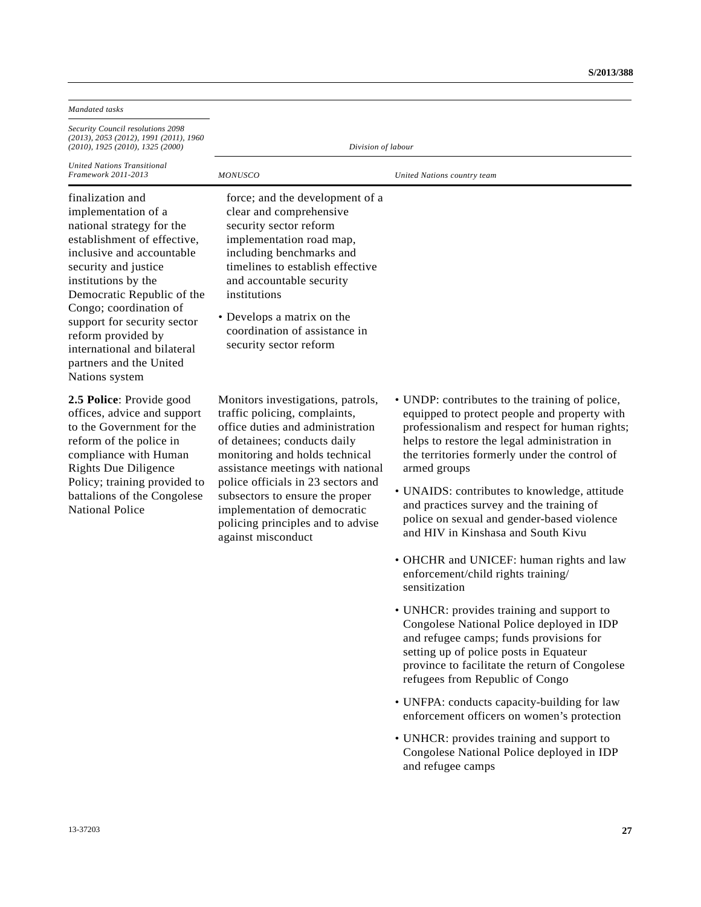| *Mandated tasks*<br>*Security Council resolutions 2098 (2013), 2053 (2012), 1991 (2011), 1960 (2010), 1925 (2010), 1325 (2000)*<br>*United Nations Transitional Framework 2011-2013* | *Division of labour*<br>*MONUSCO* | <br>*United Nations country team* |
|---|---|---|
| finalization and implementation of a national strategy for the establishment of effective, inclusive and accountable security and justice institutions by the Democratic Republic of the Congo; coordination of support for security sector reform provided by international and bilateral partners and the United Nations system | force; and the development of a clear and comprehensive security sector reform implementation road map, including benchmarks and timelines to establish effective and accountable security institutions<br>• Develops a matrix on the coordination of assistance in security sector reform | |
| **2.5 Police**: Provide good offices, advice and support to the Government for the reform of the police in compliance with Human Rights Due Diligence Policy; training provided to battalions of the Congolese National Police | Monitors investigations, patrols, traffic policing, complaints, office duties and administration of detainees; conducts daily monitoring and holds technical assistance meetings with national police officials in 23 sectors and subsectors to ensure the proper implementation of democratic policing principles and to advise against misconduct | • UNDP: contributes to the training of police, equipped to protect people and property with professionalism and respect for human rights; helps to restore the legal administration in the territories formerly under the control of armed groups<br>• UNAIDS: contributes to knowledge, attitude and practices survey and the training of police on sexual and gender-based violence and HIV in Kinshasa and South Kivu<br>• OHCHR and UNICEF: human rights and law enforcement/child rights training/ sensitization<br>• UNHCR: provides training and support to Congolese National Police deployed in IDP and refugee camps; funds provisions for setting up of police posts in Equateur province to facilitate the return of Congolese refugees from Republic of Congo<br>• UNFPA: conducts capacity-building for law enforcement officers on women's protection<br>• UNHCR: provides training and support to Congolese National Police deployed in IDP and refugee camps |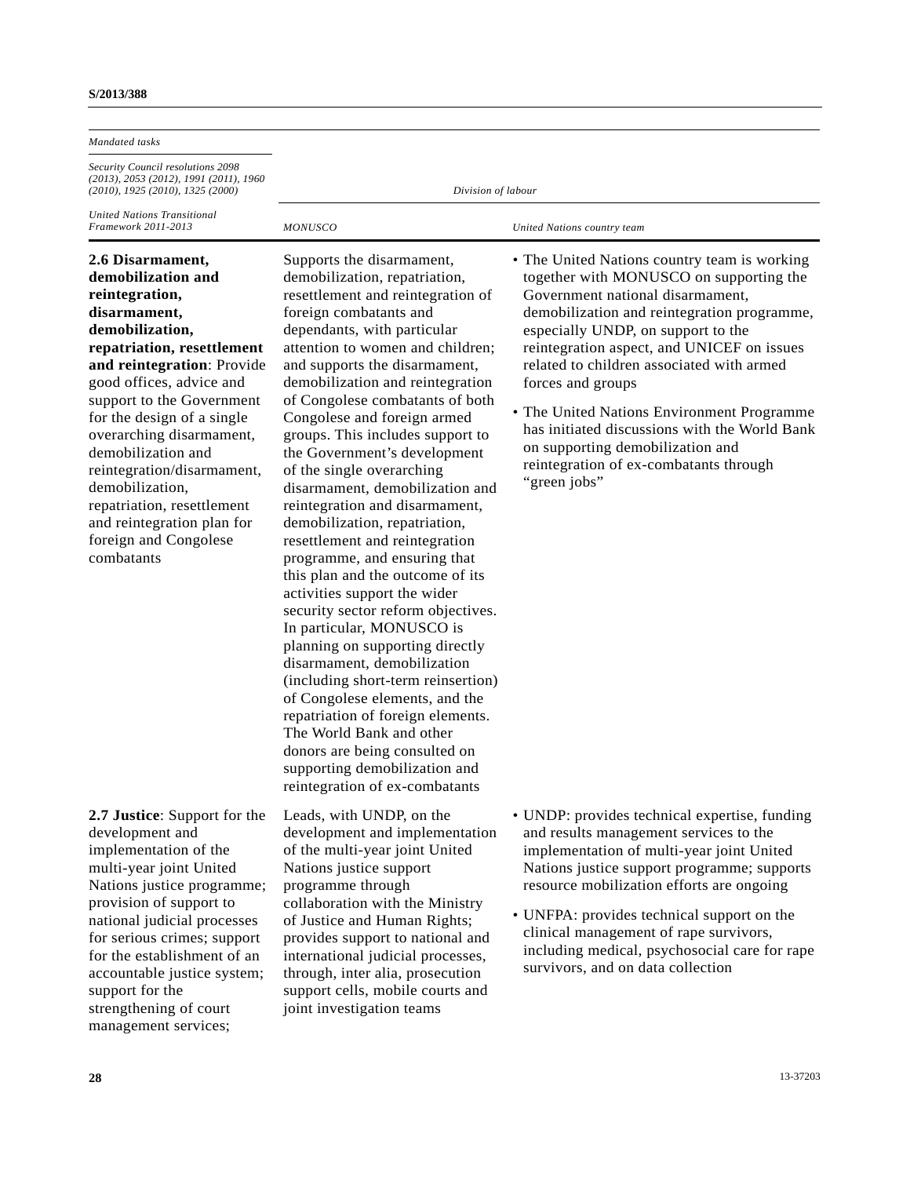| *Mandated tasks* <br> *Security Council resolutions 2098 (2013), 2053 (2012), 1991 (2011), 1960 (2010), 1925 (2010), 1325 (2000)* <br> *United Nations Transitional Framework 2011-2013* | *Division of labour* <br> *MONUSCO* | <br> *United Nations country team* |
|---|---|---|
| **2.6 Disarmament, demobilization and reintegration, disarmament, demobilization, repatriation, resettlement and reintegration**: Provide good offices, advice and support to the Government for the design of a single overarching disarmament, demobilization and reintegration/disarmament, demobilization, repatriation, resettlement and reintegration plan for foreign and Congolese combatants | Supports the disarmament, demobilization, repatriation, resettlement and reintegration of foreign combatants and dependants, with particular attention to women and children; and supports the disarmament, demobilization and reintegration of Congolese combatants of both Congolese and foreign armed groups. This includes support to the Government's development of the single overarching disarmament, demobilization and reintegration and disarmament, demobilization, repatriation, resettlement and reintegration programme, and ensuring that this plan and the outcome of its activities support the wider security sector reform objectives. In particular, MONUSCO is planning on supporting directly disarmament, demobilization (including short-term reinsertion) of Congolese elements, and the repatriation of foreign elements. The World Bank and other donors are being consulted on supporting demobilization and reintegration of ex-combatants | • The United Nations country team is working together with MONUSCO on supporting the Government national disarmament, demobilization and reintegration programme, especially UNDP, on support to the reintegration aspect, and UNICEF on issues related to children associated with armed forces and groups <br> • The United Nations Environment Programme has initiated discussions with the World Bank on supporting demobilization and reintegration of ex-combatants through "green jobs" |
| **2.7 Justice**: Support for the development and implementation of the multi-year joint United Nations justice programme; provision of support to national judicial processes for serious crimes; support for the establishment of an accountable justice system; support for the strengthening of court management services; | Leads, with UNDP, on the development and implementation of the multi-year joint United Nations justice support programme through collaboration with the Ministry of Justice and Human Rights; provides support to national and international judicial processes, through, inter alia, prosecution support cells, mobile courts and joint investigation teams | • UNDP: provides technical expertise, funding and results management services to the implementation of multi-year joint United Nations justice support programme; supports resource mobilization efforts are ongoing <br> • UNFPA: provides technical support on the clinical management of rape survivors, including medical, psychosocial care for rape survivors, and on data collection |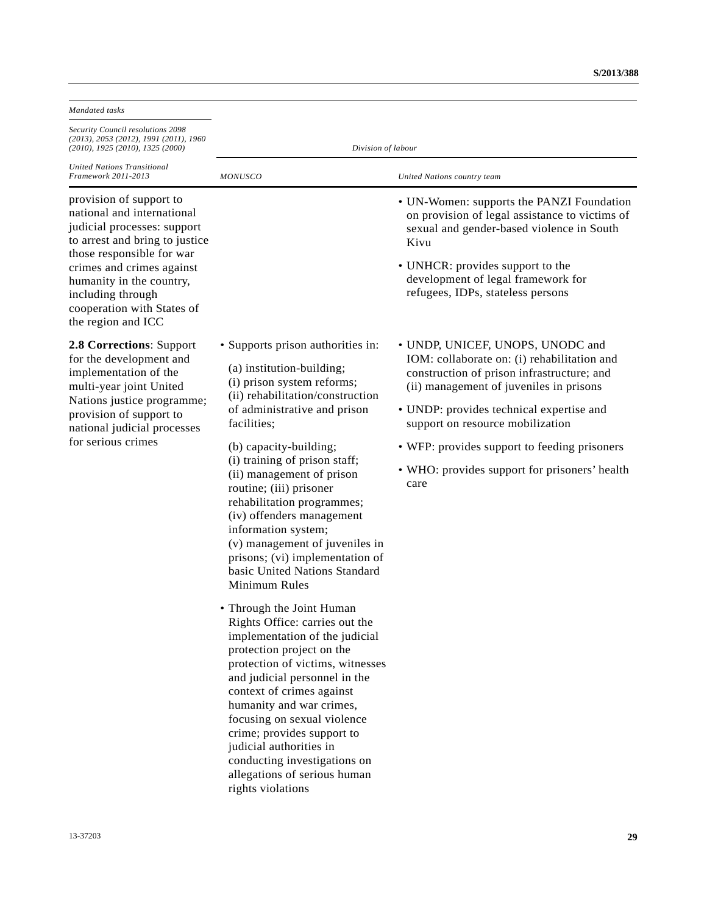| *Mandated tasks*<br>*Security Council resolutions 2098 (2013), 2053 (2012), 1991 (2011), 1960 (2010), 1925 (2010), 1325 (2000)*<br>*United Nations Transitional Framework 2011-2013* | *Division of labour*<br>*MONUSCO* | <br>*United Nations country team* |
|---|---|---|
| provision of support to national and international judicial processes: support to arrest and bring to justice those responsible for war crimes and crimes against humanity in the country, including through cooperation with States of the region and ICC | | • UN-Women: supports the PANZI Foundation on provision of legal assistance to victims of sexual and gender-based violence in South Kivu<br>• UNHCR: provides support to the development of legal framework for refugees, IDPs, stateless persons |
| **2.8 Corrections**: Support for the development and implementation of the multi-year joint United Nations justice programme; provision of support to national judicial processes for serious crimes | • Supports prison authorities in:<br>(a) institution-building; (i) prison system reforms; (ii) rehabilitation/construction of administrative and prison facilities;<br>(b) capacity-building; (i) training of prison staff; (ii) management of prison routine; (iii) prisoner rehabilitation programmes; (iv) offenders management information system; (v) management of juveniles in prisons; (vi) implementation of basic United Nations Standard Minimum Rules<br>• Through the Joint Human Rights Office: carries out the implementation of the judicial protection project on the protection of victims, witnesses and judicial personnel in the context of crimes against humanity and war crimes, focusing on sexual violence crime; provides support to judicial authorities in conducting investigations on allegations of serious human rights violations | • UNDP, UNICEF, UNOPS, UNODC and IOM: collaborate on: (i) rehabilitation and construction of prison infrastructure; and (ii) management of juveniles in prisons<br>• UNDP: provides technical expertise and support on resource mobilization<br>• WFP: provides support to feeding prisoners<br>• WHO: provides support for prisoners' health care |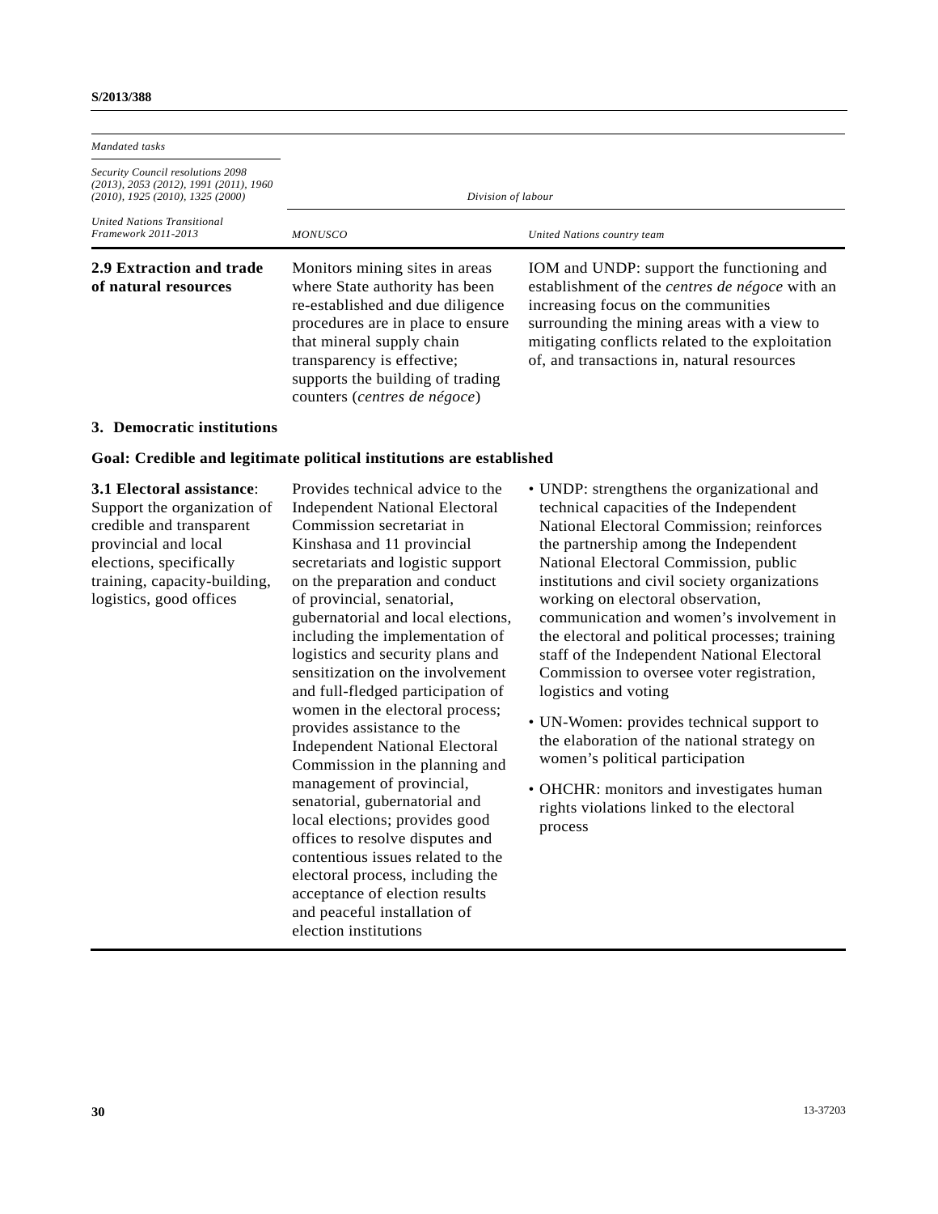| *Mandated tasks*<br>*Security Council resolutions 2098 (2013), 2053 (2012), 1991 (2011), 1960 (2010), 1925 (2010), 1325 (2000)* | *Division of labour* | |
|---|---|---|
| *United Nations Transitional Framework 2011-2013* | *MONUSCO* | *United Nations country team* |
| **2.9 Extraction and trade of natural resources** | Monitors mining sites in areas where State authority has been re-established and due diligence procedures are in place to ensure that mineral supply chain transparency is effective; supports the building of trading counters (*centres de négoce*) | IOM and UNDP: support the functioning and establishment of the *centres de négoce* with an increasing focus on the communities surrounding the mining areas with a view to mitigating conflicts related to the exploitation of, and transactions in, natural resources |
| **3. Democratic institutions** | | |
| **Goal: Credible and legitimate political institutions are established** | | |
| **3.1 Electoral assistance**: Support the organization of credible and transparent provincial and local elections, specifically training, capacity-building, logistics, good offices | Provides technical advice to the Independent National Electoral Commission secretariat in Kinshasa and 11 provincial secretariats and logistic support on the preparation and conduct of provincial, senatorial, gubernatorial and local elections, including the implementation of logistics and security plans and sensitization on the involvement and full-fledged participation of women in the electoral process; provides assistance to the Independent National Electoral Commission in the planning and management of provincial, senatorial, gubernatorial and local elections; provides good offices to resolve disputes and contentious issues related to the electoral process, including the acceptance of election results and peaceful installation of election institutions | • UNDP: strengthens the organizational and technical capacities of the Independent National Electoral Commission; reinforces the partnership among the Independent National Electoral Commission, public institutions and civil society organizations working on electoral observation, communication and women's involvement in the electoral and political processes; training staff of the Independent National Electoral Commission to oversee voter registration, logistics and voting<br>• UN-Women: provides technical support to the elaboration of the national strategy on women's political participation<br>• OHCHR: monitors and investigates human rights violations linked to the electoral process |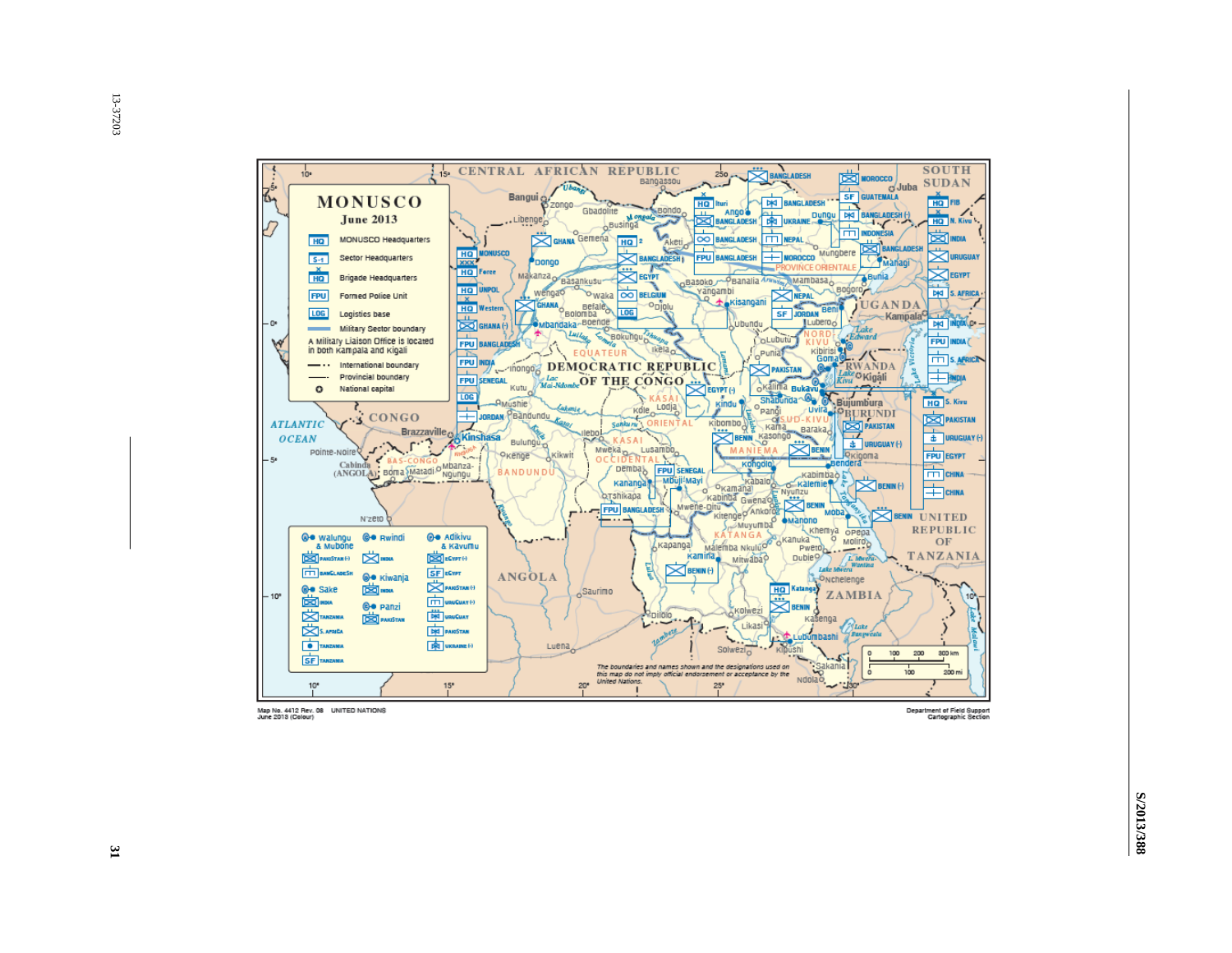MONUSCO

June 2013

HQ MONUSCO Headquarters

S-1 Sector Headquarters

HQ Brigade Headquarters

FPU Formed Police Unit

LOG Logistics base

Military Sector boundary

A Military Liaison Office is located in both Kampala and Kigali

International boundary

Provincial boundary

National capital

The boundaries and names shown and the designations used on this map do not imply official endorsement or acceptance by the United Nations.

Map No. 4412 Rev. 08 UNITED NATIONS
June 2013 (Colour)

Department of Field Support
Cartographic Section